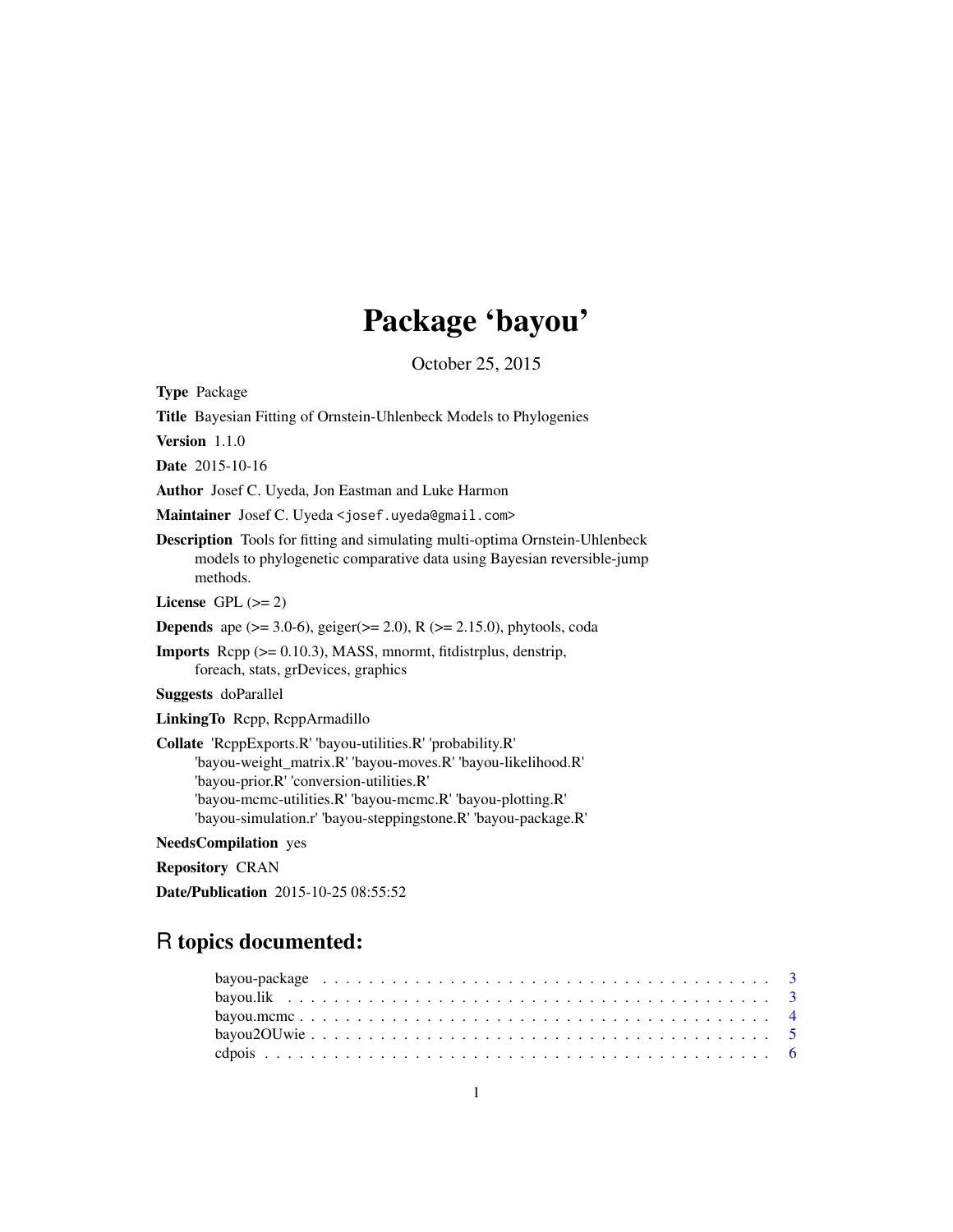# Package 'bayou'

October 25, 2015

**Type** Package

**Title** Bayesian Fitting of Ornstein-Uhlenbeck Models to Phylogenies

**Version** 1.1.0

**Date** 2015-10-16

**Author** Josef C. Uyeda, Jon Eastman and Luke Harmon

**Maintainer** Josef C. Uyeda <josef.uyeda@gmail.com>

**Description** Tools for fitting and simulating multi-optima Ornstein-Uhlenbeck models to phylogenetic comparative data using Bayesian reversible-jump methods.

**License** GPL (>= 2)

**Depends** ape (>= 3.0-6), geiger(>= 2.0), R (>= 2.15.0), phytools, coda

**Imports** Rcpp (>= 0.10.3), MASS, mnormt, fitdistrplus, denstrip, foreach, stats, grDevices, graphics

**Suggests** doParallel

**LinkingTo** Rcpp, RcppArmadillo

**Collate** 'RcppExports.R' 'bayou-utilities.R' 'probability.R' 'bayou-weight_matrix.R' 'bayou-moves.R' 'bayou-likelihood.R' 'bayou-prior.R' 'conversion-utilities.R' 'bayou-mcmc-utilities.R' 'bayou-mcmc.R' 'bayou-plotting.R' 'bayou-simulation.r' 'bayou-steppingstone.R' 'bayou-package.R'

**NeedsCompilation** yes

**Repository** CRAN

**Date/Publication** 2015-10-25 08:55:52

## R topics documented:

| | |
|---|---|
| bayou-package | 3 |
| bayou.lik | 3 |
| bayou.mcmc | 4 |
| bayou2OUwie | 5 |
| cdpois | 6 |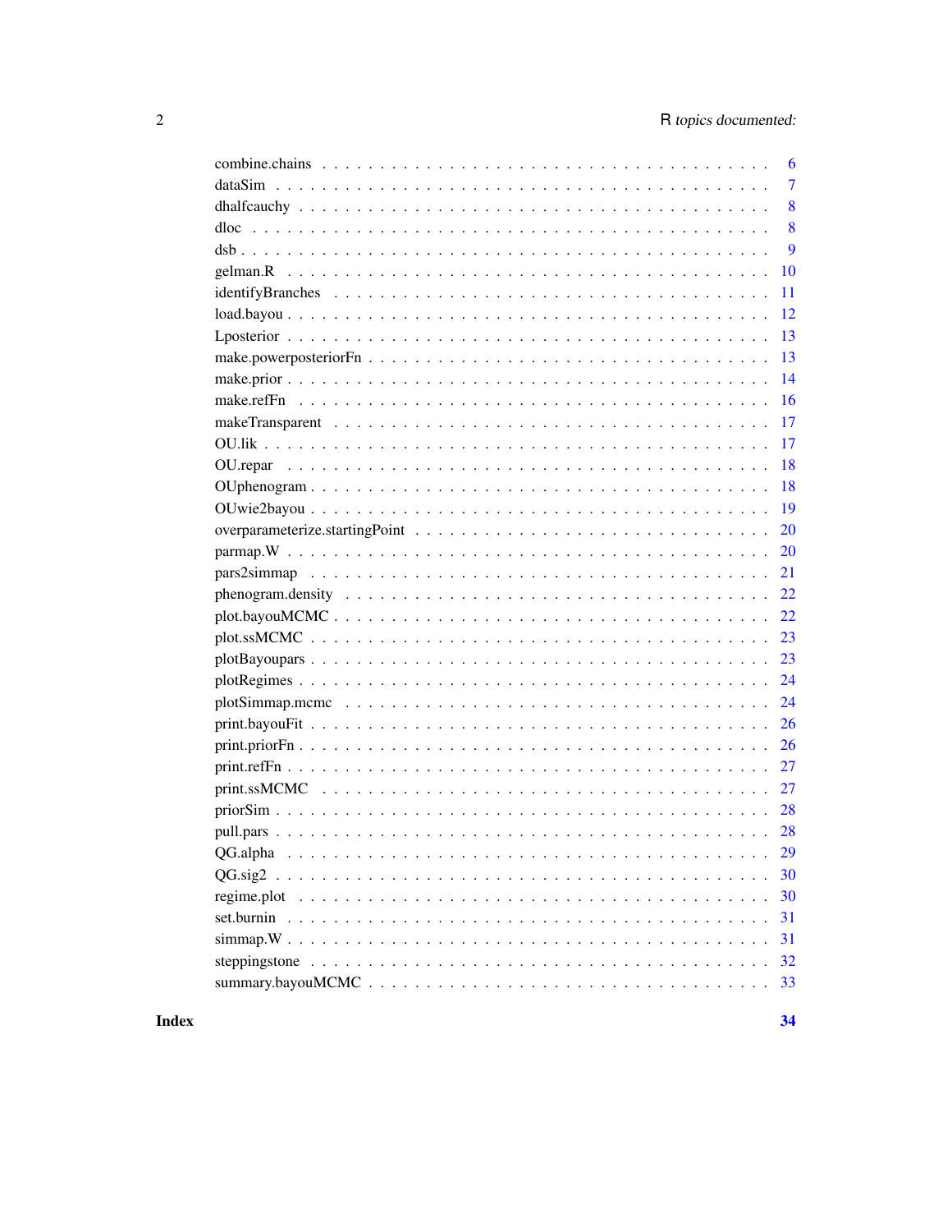combine.chains . . . . . . . . . . . . . . . . . . . . . . . . . . . . . . . . . . . . . 6
dataSim . . . . . . . . . . . . . . . . . . . . . . . . . . . . . . . . . . . . . . . . . 7
dhalfcauchy . . . . . . . . . . . . . . . . . . . . . . . . . . . . . . . . . . . . . . . 8
dloc . . . . . . . . . . . . . . . . . . . . . . . . . . . . . . . . . . . . . . . . . . . 8
dsb . . . . . . . . . . . . . . . . . . . . . . . . . . . . . . . . . . . . . . . . . . . 9
gelman.R . . . . . . . . . . . . . . . . . . . . . . . . . . . . . . . . . . . . . . . . 10
identifyBranches . . . . . . . . . . . . . . . . . . . . . . . . . . . . . . . . . . . . 11
load.bayou . . . . . . . . . . . . . . . . . . . . . . . . . . . . . . . . . . . . . . . 12
Lposterior . . . . . . . . . . . . . . . . . . . . . . . . . . . . . . . . . . . . . . . 13
make.powerposteriorFn . . . . . . . . . . . . . . . . . . . . . . . . . . . . . . . . . 13
make.prior . . . . . . . . . . . . . . . . . . . . . . . . . . . . . . . . . . . . . . . 14
make.refFn . . . . . . . . . . . . . . . . . . . . . . . . . . . . . . . . . . . . . . . 16
makeTransparent . . . . . . . . . . . . . . . . . . . . . . . . . . . . . . . . . . . . 17
OU.lik . . . . . . . . . . . . . . . . . . . . . . . . . . . . . . . . . . . . . . . . . 17
OU.repar . . . . . . . . . . . . . . . . . . . . . . . . . . . . . . . . . . . . . . . . 18
OUphenogram . . . . . . . . . . . . . . . . . . . . . . . . . . . . . . . . . . . . . . 18
OUwie2bayou . . . . . . . . . . . . . . . . . . . . . . . . . . . . . . . . . . . . . . 19
overparameterize.startingPoint . . . . . . . . . . . . . . . . . . . . . . . . . . . . . 20
parmap.W . . . . . . . . . . . . . . . . . . . . . . . . . . . . . . . . . . . . . . . . 20
pars2simmap . . . . . . . . . . . . . . . . . . . . . . . . . . . . . . . . . . . . . . 21
phenogram.density . . . . . . . . . . . . . . . . . . . . . . . . . . . . . . . . . . . 22
plot.bayouMCMC . . . . . . . . . . . . . . . . . . . . . . . . . . . . . . . . . . . . 22
plot.ssMCMC . . . . . . . . . . . . . . . . . . . . . . . . . . . . . . . . . . . . . . 23
plotBayoupars . . . . . . . . . . . . . . . . . . . . . . . . . . . . . . . . . . . . . . 23
plotRegimes . . . . . . . . . . . . . . . . . . . . . . . . . . . . . . . . . . . . . . 24
plotSimmap.mcmc . . . . . . . . . . . . . . . . . . . . . . . . . . . . . . . . . . . . 24
print.bayouFit . . . . . . . . . . . . . . . . . . . . . . . . . . . . . . . . . . . . . 26
print.priorFn . . . . . . . . . . . . . . . . . . . . . . . . . . . . . . . . . . . . . . 26
print.refFn . . . . . . . . . . . . . . . . . . . . . . . . . . . . . . . . . . . . . . . 27
print.ssMCMC . . . . . . . . . . . . . . . . . . . . . . . . . . . . . . . . . . . . . . 27
priorSim . . . . . . . . . . . . . . . . . . . . . . . . . . . . . . . . . . . . . . . . 28
pull.pars . . . . . . . . . . . . . . . . . . . . . . . . . . . . . . . . . . . . . . . . 28
QG.alpha . . . . . . . . . . . . . . . . . . . . . . . . . . . . . . . . . . . . . . . . 29
QG.sig2 . . . . . . . . . . . . . . . . . . . . . . . . . . . . . . . . . . . . . . . . . 30
regime.plot . . . . . . . . . . . . . . . . . . . . . . . . . . . . . . . . . . . . . . . 30
set.burnin . . . . . . . . . . . . . . . . . . . . . . . . . . . . . . . . . . . . . . . 31
simmap.W . . . . . . . . . . . . . . . . . . . . . . . . . . . . . . . . . . . . . . . . 31
steppingstone . . . . . . . . . . . . . . . . . . . . . . . . . . . . . . . . . . . . . . 32
summary.bayouMCMC . . . . . . . . . . . . . . . . . . . . . . . . . . . . . . . . . . . 33

**Index** **34**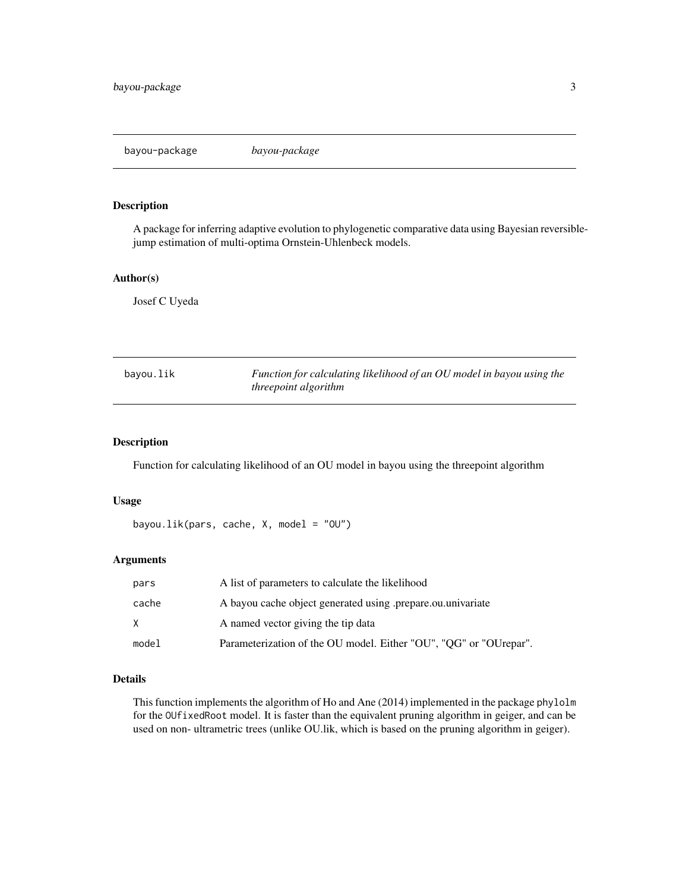## bayou-package *bayou-package*

### Description

A package for inferring adaptive evolution to phylogenetic comparative data using Bayesian reversible-jump estimation of multi-optima Ornstein-Uhlenbeck models.

### Author(s)

Josef C Uyeda

## bayou.lik *Function for calculating likelihood of an OU model in bayou using the threepoint algorithm*

### Description

Function for calculating likelihood of an OU model in bayou using the threepoint algorithm

### Usage

```
bayou.lik(pars, cache, X, model = "OU")
```

### Arguments

| | |
|---|---|
| pars | A list of parameters to calculate the likelihood |
| cache | A bayou cache object generated using .prepare.ou.univariate |
| X | A named vector giving the tip data |
| model | Parameterization of the OU model. Either "OU", "QG" or "OUrepar". |

### Details

This function implements the algorithm of Ho and Ane (2014) implemented in the package `phylolm` for the `OUfixedRoot` model. It is faster than the equivalent pruning algorithm in geiger, and can be used on non- ultrametric trees (unlike OU.lik, which is based on the pruning algorithm in geiger).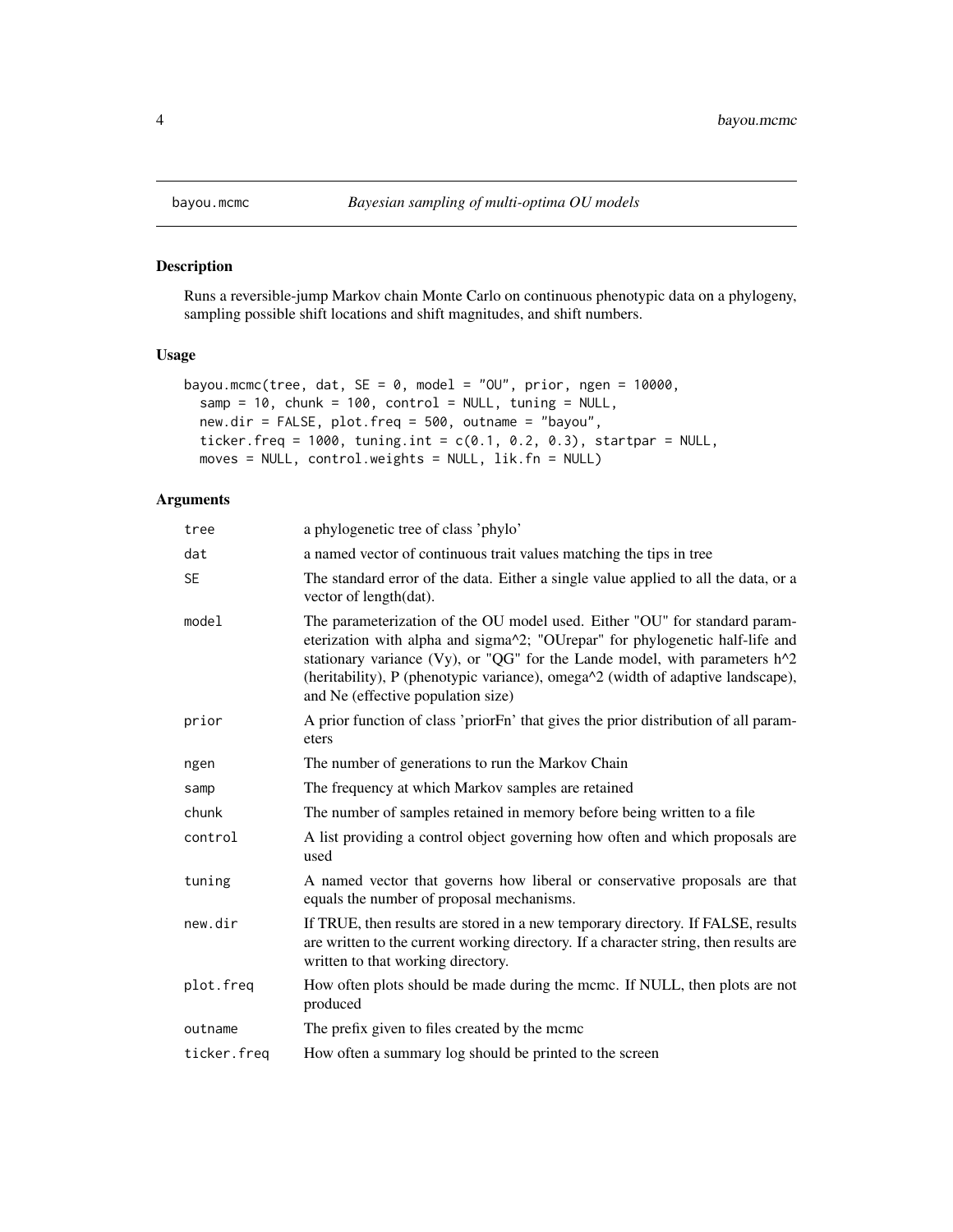# bayou.mcmc — *Bayesian sampling of multi-optima OU models*

## Description

Runs a reversible-jump Markov chain Monte Carlo on continuous phenotypic data on a phylogeny, sampling possible shift locations and shift magnitudes, and shift numbers.

## Usage

```
bayou.mcmc(tree, dat, SE = 0, model = "OU", prior, ngen = 10000,
  samp = 10, chunk = 100, control = NULL, tuning = NULL,
  new.dir = FALSE, plot.freq = 500, outname = "bayou",
  ticker.freq = 1000, tuning.int = c(0.1, 0.2, 0.3), startpar = NULL,
  moves = NULL, control.weights = NULL, lik.fn = NULL)
```

## Arguments

| Argument | Description |
|---|---|
| `tree` | a phylogenetic tree of class 'phylo' |
| `dat` | a named vector of continuous trait values matching the tips in tree |
| `SE` | The standard error of the data. Either a single value applied to all the data, or a vector of length(dat). |
| `model` | The parameterization of the OU model used. Either "OU" for standard parameterization with alpha and sigma^2; "OUrepar" for phylogenetic half-life and stationary variance (Vy), or "QG" for the Lande model, with parameters h^2 (heritability), P (phenotypic variance), omega^2 (width of adaptive landscape), and Ne (effective population size) |
| `prior` | A prior function of class 'priorFn' that gives the prior distribution of all parameters |
| `ngen` | The number of generations to run the Markov Chain |
| `samp` | The frequency at which Markov samples are retained |
| `chunk` | The number of samples retained in memory before being written to a file |
| `control` | A list providing a control object governing how often and which proposals are used |
| `tuning` | A named vector that governs how liberal or conservative proposals are that equals the number of proposal mechanisms. |
| `new.dir` | If TRUE, then results are stored in a new temporary directory. If FALSE, results are written to the current working directory. If a character string, then results are written to that working directory. |
| `plot.freq` | How often plots should be made during the mcmc. If NULL, then plots are not produced |
| `outname` | The prefix given to files created by the mcmc |
| `ticker.freq` | How often a summary log should be printed to the screen |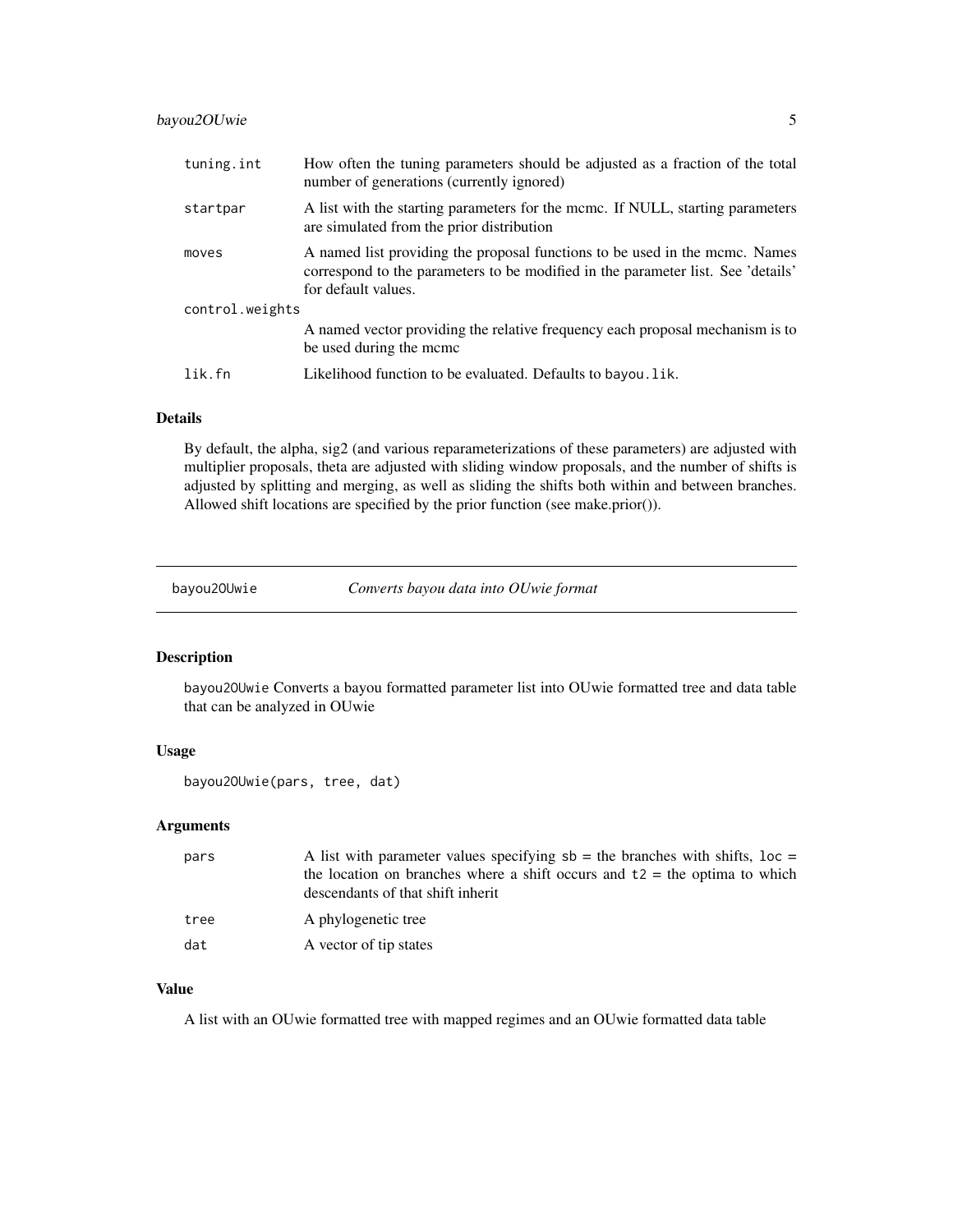| | |
|---|---|
| `tuning.int` | How often the tuning parameters should be adjusted as a fraction of the total number of generations (currently ignored) |
| `startpar` | A list with the starting parameters for the mcmc. If NULL, starting parameters are simulated from the prior distribution |
| `moves` | A named list providing the proposal functions to be used in the mcmc. Names correspond to the parameters to be modified in the parameter list. See 'details' for default values. |
| `control.weights` | A named vector providing the relative frequency each proposal mechanism is to be used during the mcmc |
| `lik.fn` | Likelihood function to be evaluated. Defaults to `bayou.lik`. |

### Details

By default, the alpha, sig2 (and various reparameterizations of these parameters) are adjusted with multiplier proposals, theta are adjusted with sliding window proposals, and the number of shifts is adjusted by splitting and merging, as well as sliding the shifts both within and between branches. Allowed shift locations are specified by the prior function (see make.prior()).

---

## `bayou2OUwie` — *Converts bayou data into OUwie format*

### Description

`bayou2OUwie` Converts a bayou formatted parameter list into OUwie formatted tree and data table that can be analyzed in OUwie

### Usage

```
bayou2OUwie(pars, tree, dat)
```

### Arguments

| | |
|---|---|
| `pars` | A list with parameter values specifying `sb` = the branches with shifts, `loc` = the location on branches where a shift occurs and `t2` = the optima to which descendants of that shift inherit |
| `tree` | A phylogenetic tree |
| `dat` | A vector of tip states |

### Value

A list with an OUwie formatted tree with mapped regimes and an OUwie formatted data table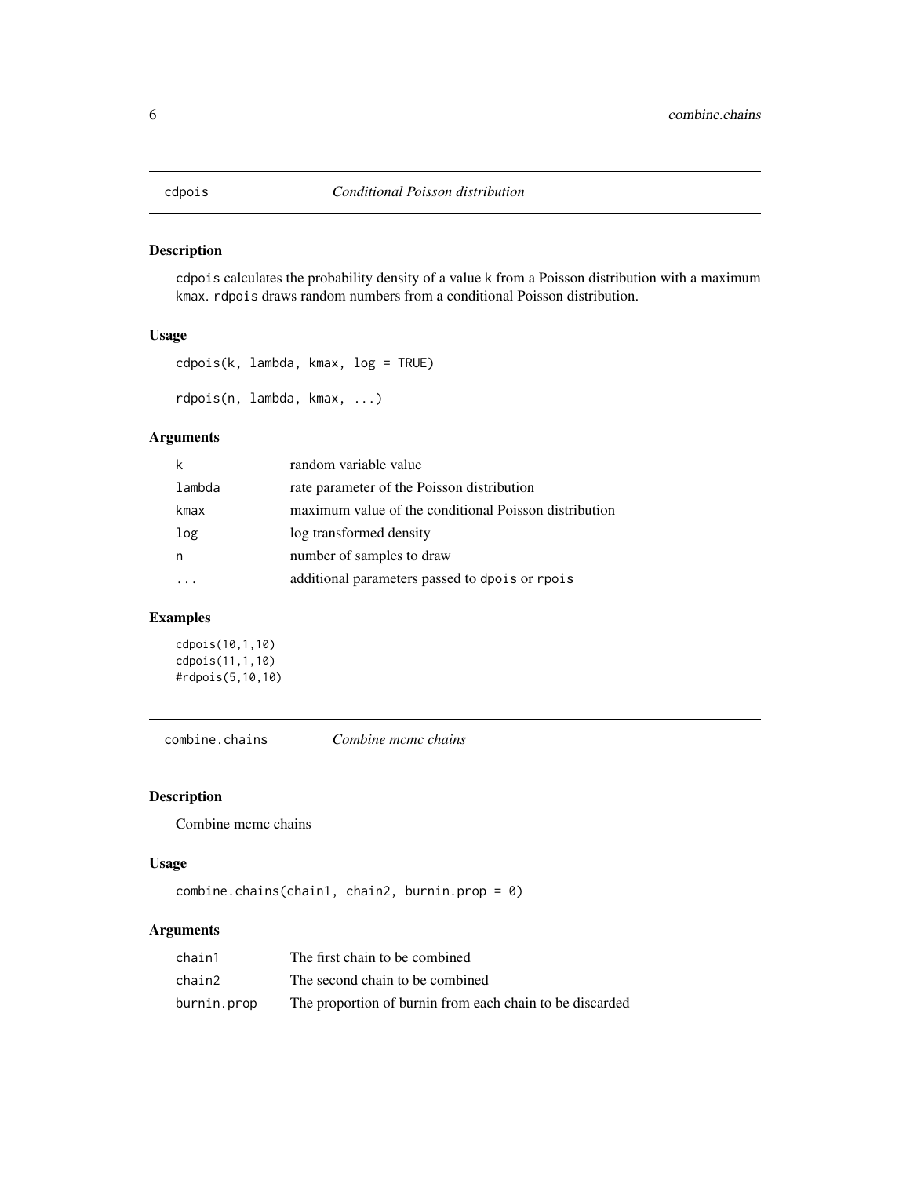## cdpois — *Conditional Poisson distribution*

### Description

`cdpois` calculates the probability density of a value `k` from a Poisson distribution with a maximum `kmax`. `rdpois` draws random numbers from a conditional Poisson distribution.

### Usage

```
cdpois(k, lambda, kmax, log = TRUE)

rdpois(n, lambda, kmax, ...)
```

### Arguments

| | |
|---|---|
| `k` | random variable value |
| `lambda` | rate parameter of the Poisson distribution |
| `kmax` | maximum value of the conditional Poisson distribution |
| `log` | log transformed density |
| `n` | number of samples to draw |
| `...` | additional parameters passed to `dpois` or `rpois` |

### Examples

```
cdpois(10,1,10)
cdpois(11,1,10)
#rdpois(5,10,10)
```

## combine.chains — *Combine mcmc chains*

### Description

Combine mcmc chains

### Usage

```
combine.chains(chain1, chain2, burnin.prop = 0)
```

### Arguments

| | |
|---|---|
| `chain1` | The first chain to be combined |
| `chain2` | The second chain to be combined |
| `burnin.prop` | The proportion of burnin from each chain to be discarded |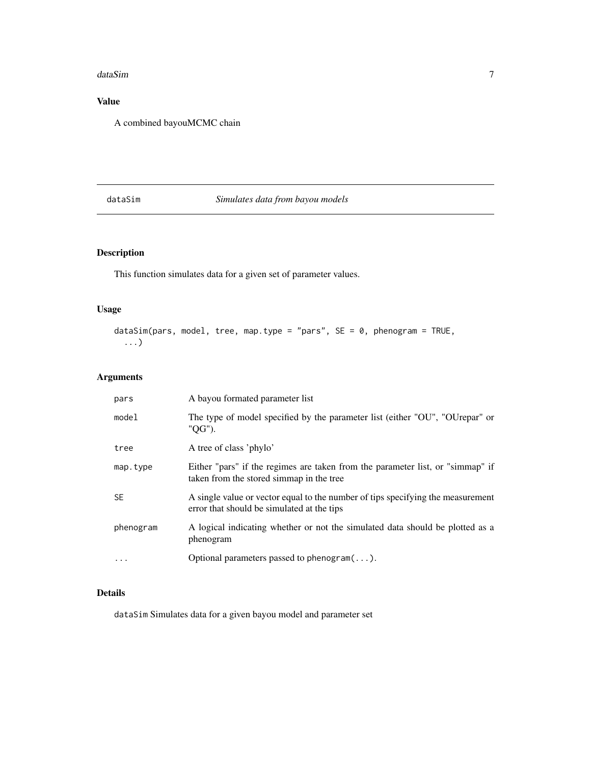## Value

A combined bayouMCMC chain

---

# dataSim *Simulates data from bayou models*

---

## Description

This function simulates data for a given set of parameter values.

## Usage

```
dataSim(pars, model, tree, map.type = "pars", SE = 0, phenogram = TRUE,
  ...)
```

## Arguments

| | |
|---|---|
| pars | A bayou formated parameter list |
| model | The type of model specified by the parameter list (either "OU", "OUrepar" or "QG"). |
| tree | A tree of class 'phylo' |
| map.type | Either "pars" if the regimes are taken from the parameter list, or "simmap" if taken from the stored simmap in the tree |
| SE | A single value or vector equal to the number of tips specifying the measurement error that should be simulated at the tips |
| phenogram | A logical indicating whether or not the simulated data should be plotted as a phenogram |
| ... | Optional parameters passed to phenogram(...). |

## Details

dataSim Simulates data for a given bayou model and parameter set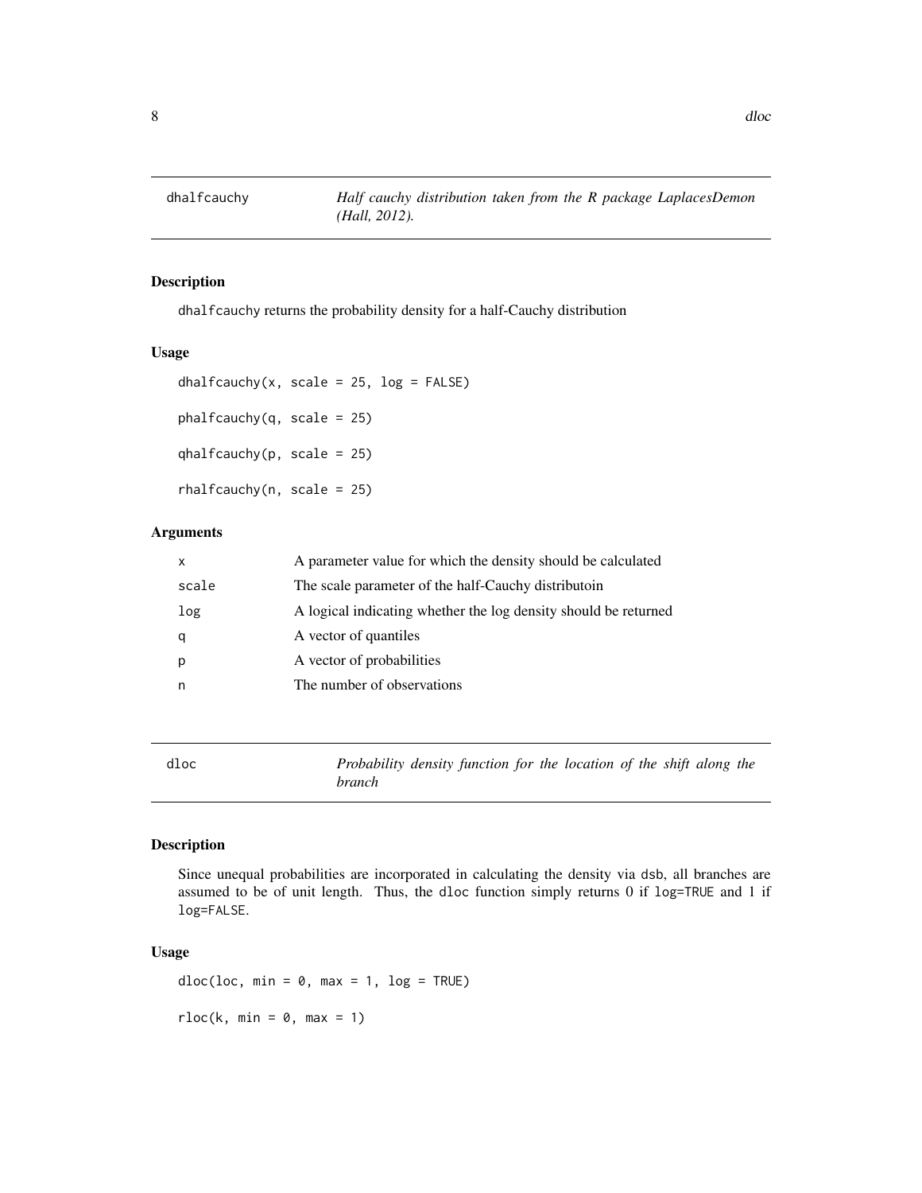## dhalfcauchy — *Half cauchy distribution taken from the R package LaplacesDemon (Hall, 2012).*

### Description

dhalfcauchy returns the probability density for a half-Cauchy distribution

### Usage

```
dhalfcauchy(x, scale = 25, log = FALSE)

phalfcauchy(q, scale = 25)

qhalfcauchy(p, scale = 25)

rhalfcauchy(n, scale = 25)
```

### Arguments

| | |
|---|---|
| x | A parameter value for which the density should be calculated |
| scale | The scale parameter of the half-Cauchy distributoin |
| log | A logical indicating whether the log density should be returned |
| q | A vector of quantiles |
| p | A vector of probabilities |
| n | The number of observations |

## dloc — *Probability density function for the location of the shift along the branch*

### Description

Since unequal probabilities are incorporated in calculating the density via dsb, all branches are assumed to be of unit length. Thus, the dloc function simply returns 0 if log=TRUE and 1 if log=FALSE.

### Usage

```
dloc(loc, min = 0, max = 1, log = TRUE)

rloc(k, min = 0, max = 1)
```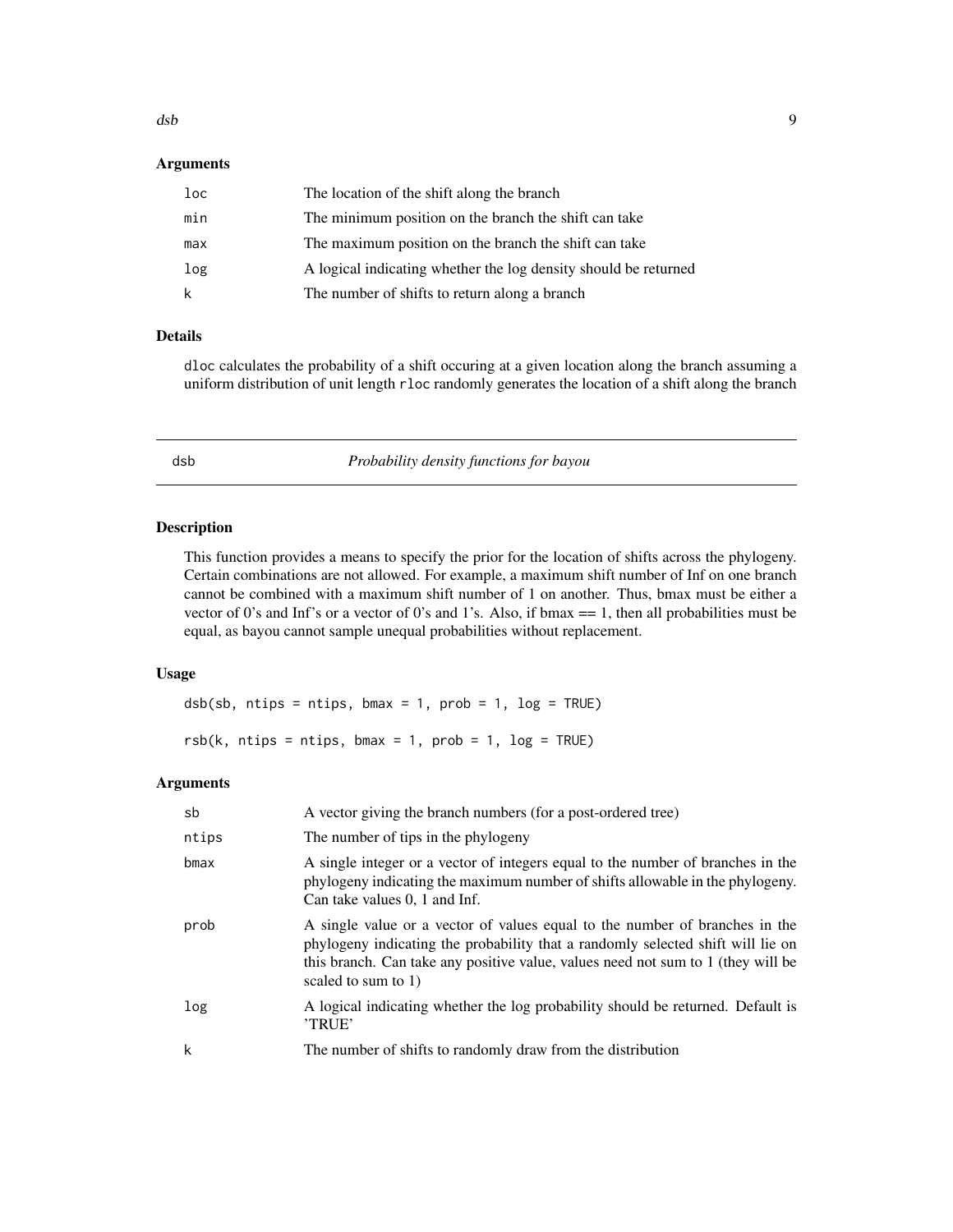### Arguments

| | |
|---|---|
| loc | The location of the shift along the branch |
| min | The minimum position on the branch the shift can take |
| max | The maximum position on the branch the shift can take |
| log | A logical indicating whether the log density should be returned |
| k | The number of shifts to return along a branch |

### Details

dloc calculates the probability of a shift occuring at a given location along the branch assuming a uniform distribution of unit length rloc randomly generates the location of a shift along the branch

---

## dsb — *Probability density functions for bayou*

---

### Description

This function provides a means to specify the prior for the location of shifts across the phylogeny. Certain combinations are not allowed. For example, a maximum shift number of Inf on one branch cannot be combined with a maximum shift number of 1 on another. Thus, bmax must be either a vector of 0's and Inf's or a vector of 0's and 1's. Also, if bmax == 1, then all probabilities must be equal, as bayou cannot sample unequal probabilities without replacement.

### Usage

```
dsb(sb, ntips = ntips, bmax = 1, prob = 1, log = TRUE)

rsb(k, ntips = ntips, bmax = 1, prob = 1, log = TRUE)
```

### Arguments

| | |
|---|---|
| sb | A vector giving the branch numbers (for a post-ordered tree) |
| ntips | The number of tips in the phylogeny |
| bmax | A single integer or a vector of integers equal to the number of branches in the phylogeny indicating the maximum number of shifts allowable in the phylogeny. Can take values 0, 1 and Inf. |
| prob | A single value or a vector of values equal to the number of branches in the phylogeny indicating the probability that a randomly selected shift will lie on this branch. Can take any positive value, values need not sum to 1 (they will be scaled to sum to 1) |
| log | A logical indicating whether the log probability should be returned. Default is 'TRUE' |
| k | The number of shifts to randomly draw from the distribution |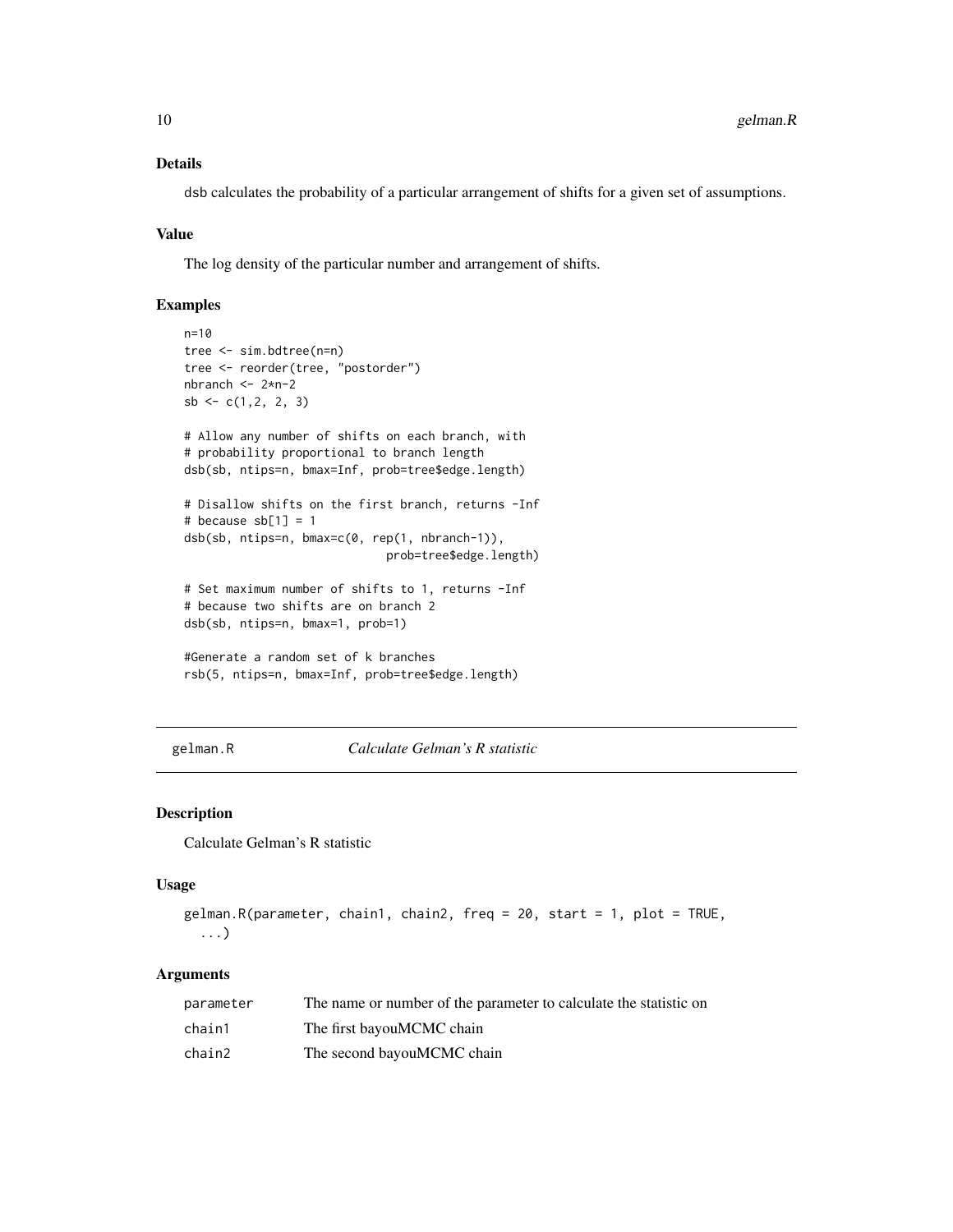### Details

dsb calculates the probability of a particular arrangement of shifts for a given set of assumptions.

### Value

The log density of the particular number and arrangement of shifts.

### Examples

```
n=10
tree <- sim.bdtree(n=n)
tree <- reorder(tree, "postorder")
nbranch <- 2*n-2
sb <- c(1,2, 2, 3)

# Allow any number of shifts on each branch, with
# probability proportional to branch length
dsb(sb, ntips=n, bmax=Inf, prob=tree$edge.length)

# Disallow shifts on the first branch, returns -Inf
# because sb[1] = 1
dsb(sb, ntips=n, bmax=c(0, rep(1, nbranch-1)),
                            prob=tree$edge.length)

# Set maximum number of shifts to 1, returns -Inf
# because two shifts are on branch 2
dsb(sb, ntips=n, bmax=1, prob=1)

#Generate a random set of k branches
rsb(5, ntips=n, bmax=Inf, prob=tree$edge.length)
```

---

## gelman.R — *Calculate Gelman's R statistic*

### Description

Calculate Gelman's R statistic

### Usage

```
gelman.R(parameter, chain1, chain2, freq = 20, start = 1, plot = TRUE,
  ...)
```

### Arguments

| | |
|---|---|
| parameter | The name or number of the parameter to calculate the statistic on |
| chain1 | The first bayouMCMC chain |
| chain2 | The second bayouMCMC chain |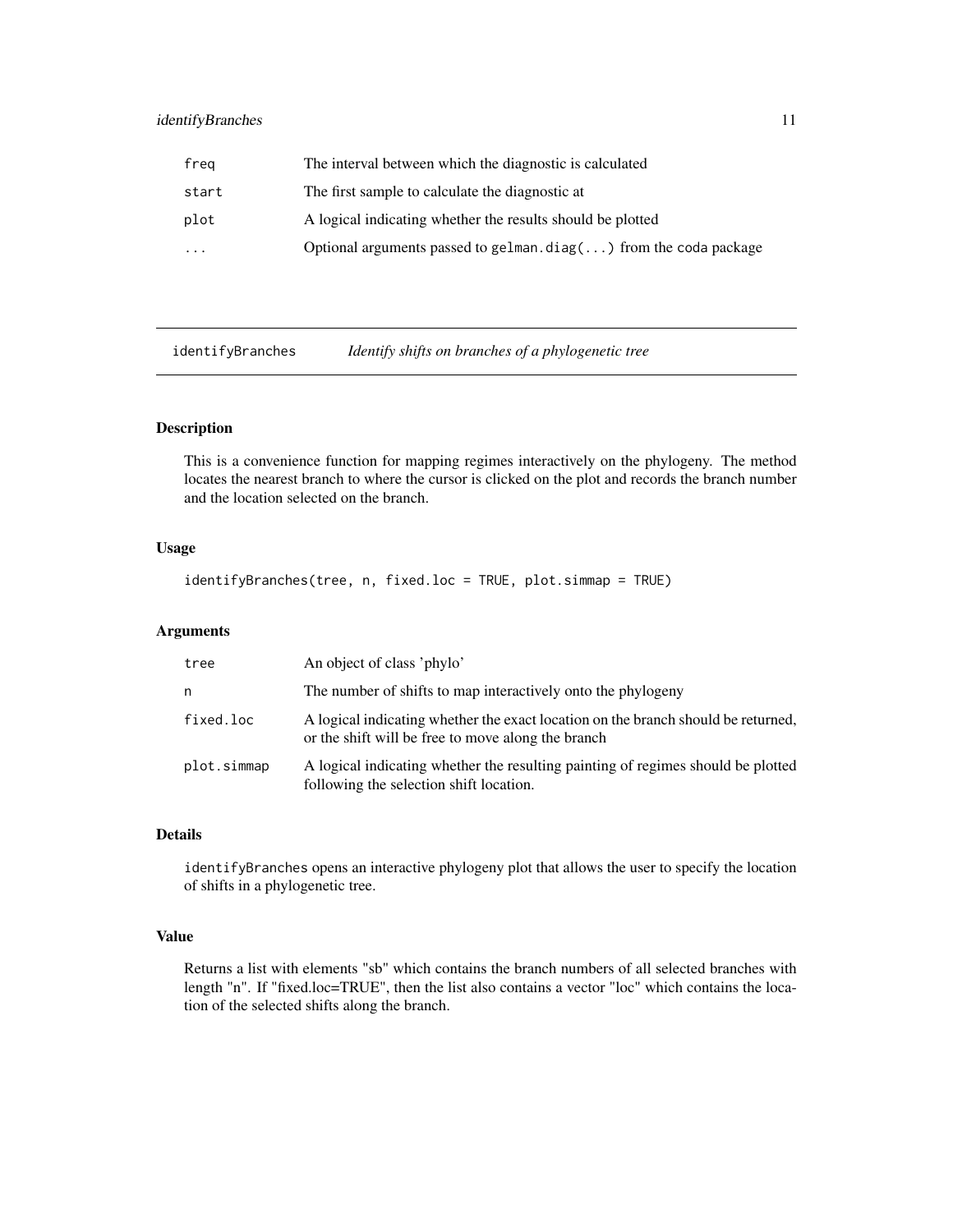| | |
|---|---|
| freq | The interval between which the diagnostic is calculated |
| start | The first sample to calculate the diagnostic at |
| plot | A logical indicating whether the results should be plotted |
| ... | Optional arguments passed to `gelman.diag(...)` from the coda package |

## identifyBranches *Identify shifts on branches of a phylogenetic tree*

### Description

This is a convenience function for mapping regimes interactively on the phylogeny. The method locates the nearest branch to where the cursor is clicked on the plot and records the branch number and the location selected on the branch.

### Usage

```
identifyBranches(tree, n, fixed.loc = TRUE, plot.simmap = TRUE)
```

### Arguments

| | |
|---|---|
| tree | An object of class 'phylo' |
| n | The number of shifts to map interactively onto the phylogeny |
| fixed.loc | A logical indicating whether the exact location on the branch should be returned, or the shift will be free to move along the branch |
| plot.simmap | A logical indicating whether the resulting painting of regimes should be plotted following the selection shift location. |

### Details

`identifyBranches` opens an interactive phylogeny plot that allows the user to specify the location of shifts in a phylogenetic tree.

### Value

Returns a list with elements "sb" which contains the branch numbers of all selected branches with length "n". If "fixed.loc=TRUE", then the list also contains a vector "loc" which contains the location of the selected shifts along the branch.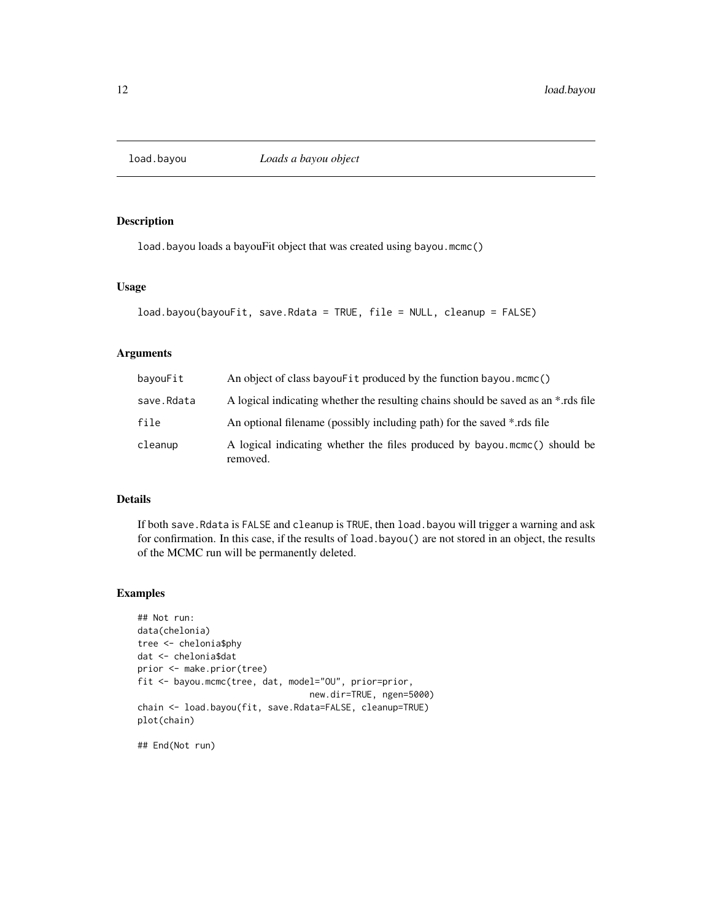# load.bayou — *Loads a bayou object*

## Description

load.bayou loads a bayouFit object that was created using bayou.mcmc()

## Usage

```
load.bayou(bayouFit, save.Rdata = TRUE, file = NULL, cleanup = FALSE)
```

## Arguments

| Argument | Description |
| --- | --- |
| bayouFit | An object of class bayouFit produced by the function bayou.mcmc() |
| save.Rdata | A logical indicating whether the resulting chains should be saved as an *.rds file |
| file | An optional filename (possibly including path) for the saved *.rds file |
| cleanup | A logical indicating whether the files produced by bayou.mcmc() should be removed. |

## Details

If both save.Rdata is FALSE and cleanup is TRUE, then load.bayou will trigger a warning and ask for confirmation. In this case, if the results of load.bayou() are not stored in an object, the results of the MCMC run will be permanently deleted.

## Examples

```
## Not run:
data(chelonia)
tree <- chelonia$phy
dat <- chelonia$dat
prior <- make.prior(tree)
fit <- bayou.mcmc(tree, dat, model="OU", prior=prior,
                             new.dir=TRUE, ngen=5000)
chain <- load.bayou(fit, save.Rdata=FALSE, cleanup=TRUE)
plot(chain)

## End(Not run)
```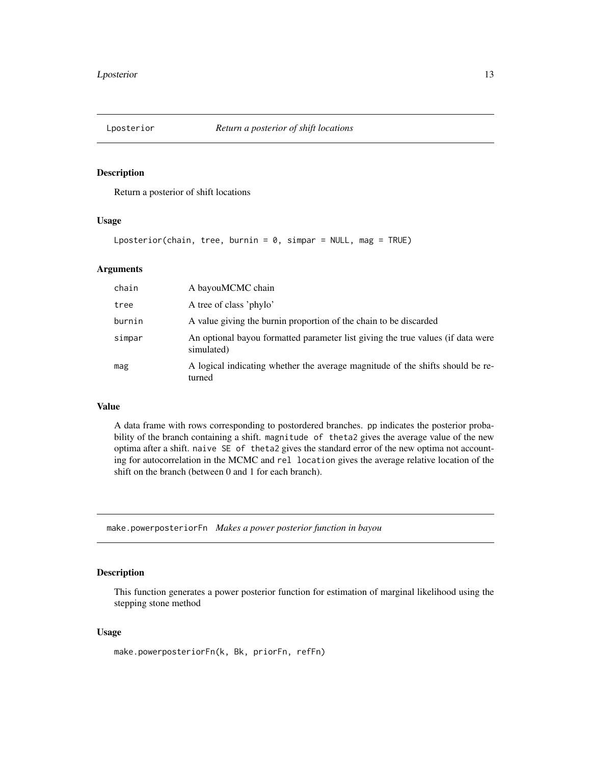## Lposterior *Return a posterior of shift locations*

### Description

Return a posterior of shift locations

### Usage

```
Lposterior(chain, tree, burnin = 0, simpar = NULL, mag = TRUE)
```

### Arguments

| | |
|---|---|
| chain | A bayouMCMC chain |
| tree | A tree of class 'phylo' |
| burnin | A value giving the burnin proportion of the chain to be discarded |
| simpar | An optional bayou formatted parameter list giving the true values (if data were simulated) |
| mag | A logical indicating whether the average magnitude of the shifts should be returned |

### Value

A data frame with rows corresponding to postordered branches. `pp` indicates the posterior probability of the branch containing a shift. `magnitude of theta2` gives the average value of the new optima after a shift. `naive SE of theta2` gives the standard error of the new optima not accounting for autocorrelation in the MCMC and `rel location` gives the average relative location of the shift on the branch (between 0 and 1 for each branch).

## make.powerposteriorFn *Makes a power posterior function in bayou*

### Description

This function generates a power posterior function for estimation of marginal likelihood using the stepping stone method

### Usage

```
make.powerposteriorFn(k, Bk, priorFn, refFn)
```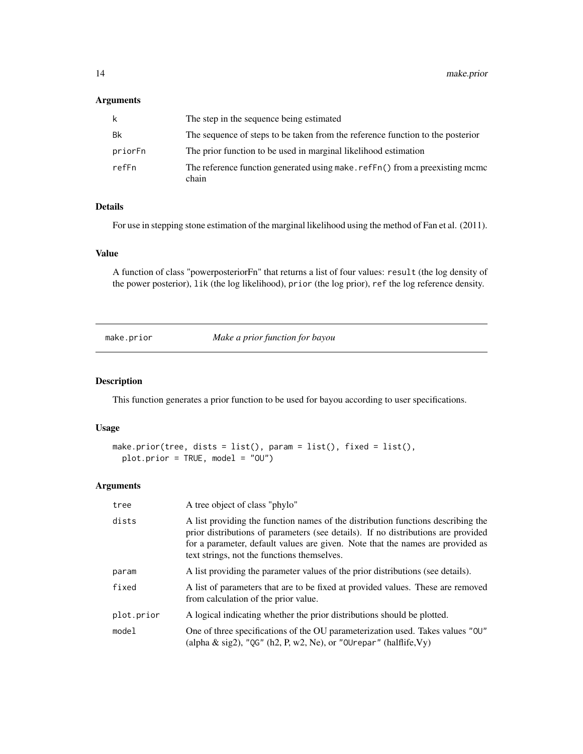### Arguments

| | |
|---|---|
| k | The step in the sequence being estimated |
| Bk | The sequence of steps to be taken from the reference function to the posterior |
| priorFn | The prior function to be used in marginal likelihood estimation |
| refFn | The reference function generated using `make.refFn()` from a preexisting mcmc chain |

### Details

For use in stepping stone estimation of the marginal likelihood using the method of Fan et al. (2011).

### Value

A function of class "powerposteriorFn" that returns a list of four values: `result` (the log density of the power posterior), `lik` (the log likelihood), `prior` (the log prior), `ref` the log reference density.

---

## make.prior — *Make a prior function for bayou*

---

### Description

This function generates a prior function to be used for bayou according to user specifications.

### Usage

```
make.prior(tree, dists = list(), param = list(), fixed = list(),
  plot.prior = TRUE, model = "OU")
```

### Arguments

| | |
|---|---|
| tree | A tree object of class "phylo" |
| dists | A list providing the function names of the distribution functions describing the prior distributions of parameters (see details). If no distributions are provided for a parameter, default values are given. Note that the names are provided as text strings, not the functions themselves. |
| param | A list providing the parameter values of the prior distributions (see details). |
| fixed | A list of parameters that are to be fixed at provided values. These are removed from calculation of the prior value. |
| plot.prior | A logical indicating whether the prior distributions should be plotted. |
| model | One of three specifications of the OU parameterization used. Takes values `"OU"` (alpha & sig2), `"QG"` (h2, P, w2, Ne), or `"OUrepar"` (halflife,Vy) |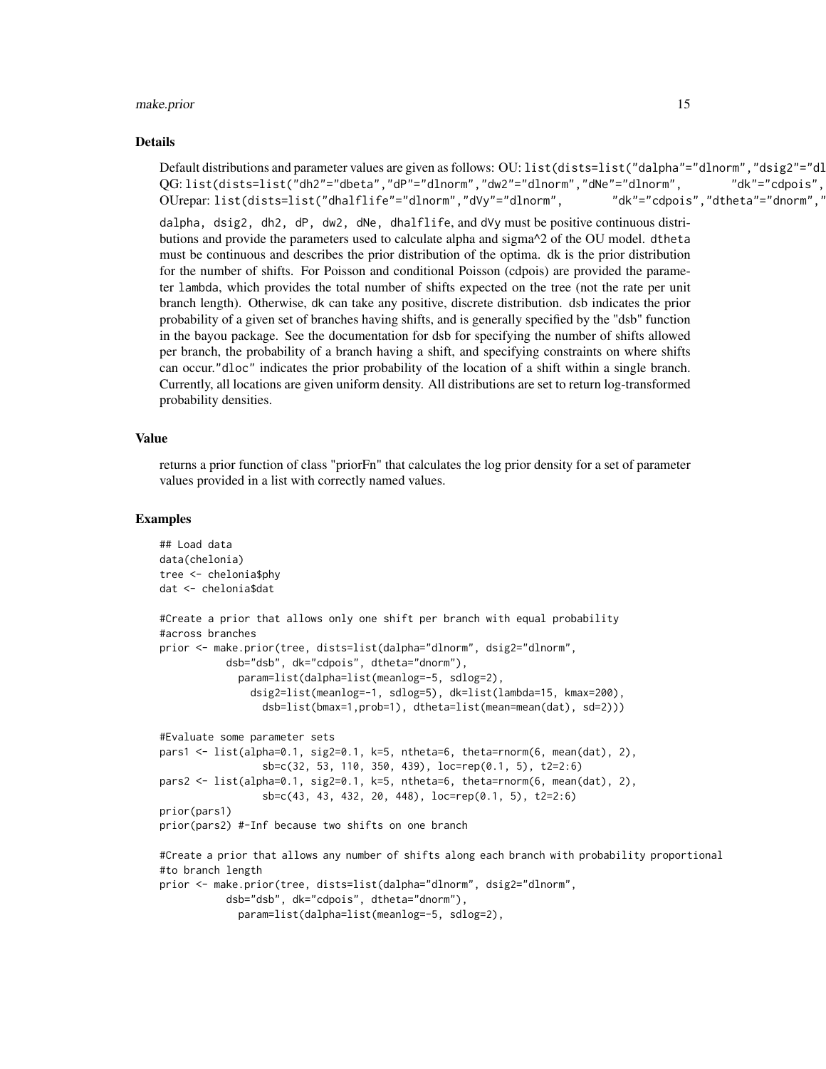### Details

Default distributions and parameter values are given as follows: OU: `list(dists=list("dalpha"="dlnorm","dsig2"="dl`
QG: `list(dists=list("dh2"="dbeta","dP"="dlnorm","dw2"="dlnorm","dNe"="dlnorm",        "dk"="cdpois",`
OUrepar: `list(dists=list("dhalflife"="dlnorm","dVy"="dlnorm",        "dk"="cdpois","dtheta"="dnorm","`

`dalpha, dsig2, dh2, dP, dw2, dNe, dhalflife`, and `dVy` must be positive continuous distributions and provide the parameters used to calculate alpha and sigma^2 of the OU model. `dtheta` must be continuous and describes the prior distribution of the optima. dk is the prior distribution for the number of shifts. For Poisson and conditional Poisson (cdpois) are provided the parameter `lambda`, which provides the total number of shifts expected on the tree (not the rate per unit branch length). Otherwise, dk can take any positive, discrete distribution. dsb indicates the prior probability of a given set of branches having shifts, and is generally specified by the "dsb" function in the bayou package. See the documentation for dsb for specifying the number of shifts allowed per branch, the probability of a branch having a shift, and specifying constraints on where shifts can occur."`dloc`" indicates the prior probability of the location of a shift within a single branch. Currently, all locations are given uniform density. All distributions are set to return log-transformed probability densities.

### Value

returns a prior function of class "priorFn" that calculates the log prior density for a set of parameter values provided in a list with correctly named values.

### Examples

```
## Load data
data(chelonia)
tree <- chelonia$phy
dat <- chelonia$dat

#Create a prior that allows only one shift per branch with equal probability
#across branches
prior <- make.prior(tree, dists=list(dalpha="dlnorm", dsig2="dlnorm",
          dsb="dsb", dk="cdpois", dtheta="dnorm"),
            param=list(dalpha=list(meanlog=-5, sdlog=2),
              dsig2=list(meanlog=-1, sdlog=5), dk=list(lambda=15, kmax=200),
                dsb=list(bmax=1,prob=1), dtheta=list(mean=mean(dat), sd=2)))

#Evaluate some parameter sets
pars1 <- list(alpha=0.1, sig2=0.1, k=5, ntheta=6, theta=rnorm(6, mean(dat), 2),
                 sb=c(32, 53, 110, 350, 439), loc=rep(0.1, 5), t2=2:6)
pars2 <- list(alpha=0.1, sig2=0.1, k=5, ntheta=6, theta=rnorm(6, mean(dat), 2),
                 sb=c(43, 43, 432, 20, 448), loc=rep(0.1, 5), t2=2:6)
prior(pars1)
prior(pars2) #-Inf because two shifts on one branch

#Create a prior that allows any number of shifts along each branch with probability proportional
#to branch length
prior <- make.prior(tree, dists=list(dalpha="dlnorm", dsig2="dlnorm",
          dsb="dsb", dk="cdpois", dtheta="dnorm"),
            param=list(dalpha=list(meanlog=-5, sdlog=2),
```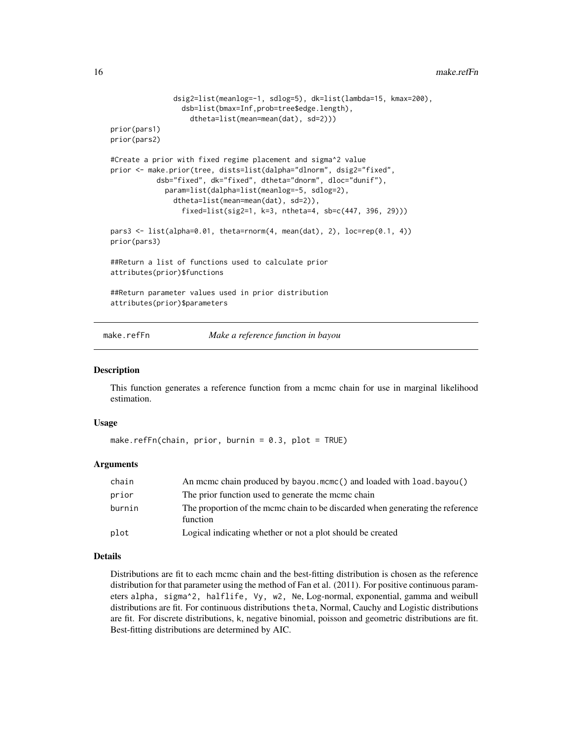```
                dsig2=list(meanlog=-1, sdlog=5), dk=list(lambda=15, kmax=200),
                  dsb=list(bmax=Inf,prob=tree$edge.length),
                    dtheta=list(mean=mean(dat), sd=2)))
prior(pars1)
prior(pars2)

#Create a prior with fixed regime placement and sigma^2 value
prior <- make.prior(tree, dists=list(dalpha="dlnorm", dsig2="fixed",
           dsb="fixed", dk="fixed", dtheta="dnorm", dloc="dunif"),
             param=list(dalpha=list(meanlog=-5, sdlog=2),
               dtheta=list(mean=mean(dat), sd=2)),
                 fixed=list(sig2=1, k=3, ntheta=4, sb=c(447, 396, 29)))

pars3 <- list(alpha=0.01, theta=rnorm(4, mean(dat), 2), loc=rep(0.1, 4))
prior(pars3)

##Return a list of functions used to calculate prior
attributes(prior)$functions

##Return parameter values used in prior distribution
attributes(prior)$parameters
```

## make.refFn *Make a reference function in bayou*

### Description

This function generates a reference function from a mcmc chain for use in marginal likelihood estimation.

### Usage

```
make.refFn(chain, prior, burnin = 0.3, plot = TRUE)
```

### Arguments

| | |
|---|---|
| chain | An mcmc chain produced by bayou.mcmc() and loaded with load.bayou() |
| prior | The prior function used to generate the mcmc chain |
| burnin | The proportion of the mcmc chain to be discarded when generating the reference function |
| plot | Logical indicating whether or not a plot should be created |

### Details

Distributions are fit to each mcmc chain and the best-fitting distribution is chosen as the reference distribution for that parameter using the method of Fan et al. (2011). For positive continuous parameters `alpha, sigma^2, halflife, Vy, w2, Ne`, Log-normal, exponential, gamma and weibull distributions are fit. For continuous distributions `theta`, Normal, Cauchy and Logistic distributions are fit. For discrete distributions, `k`, negative binomial, poisson and geometric distributions are fit. Best-fitting distributions are determined by AIC.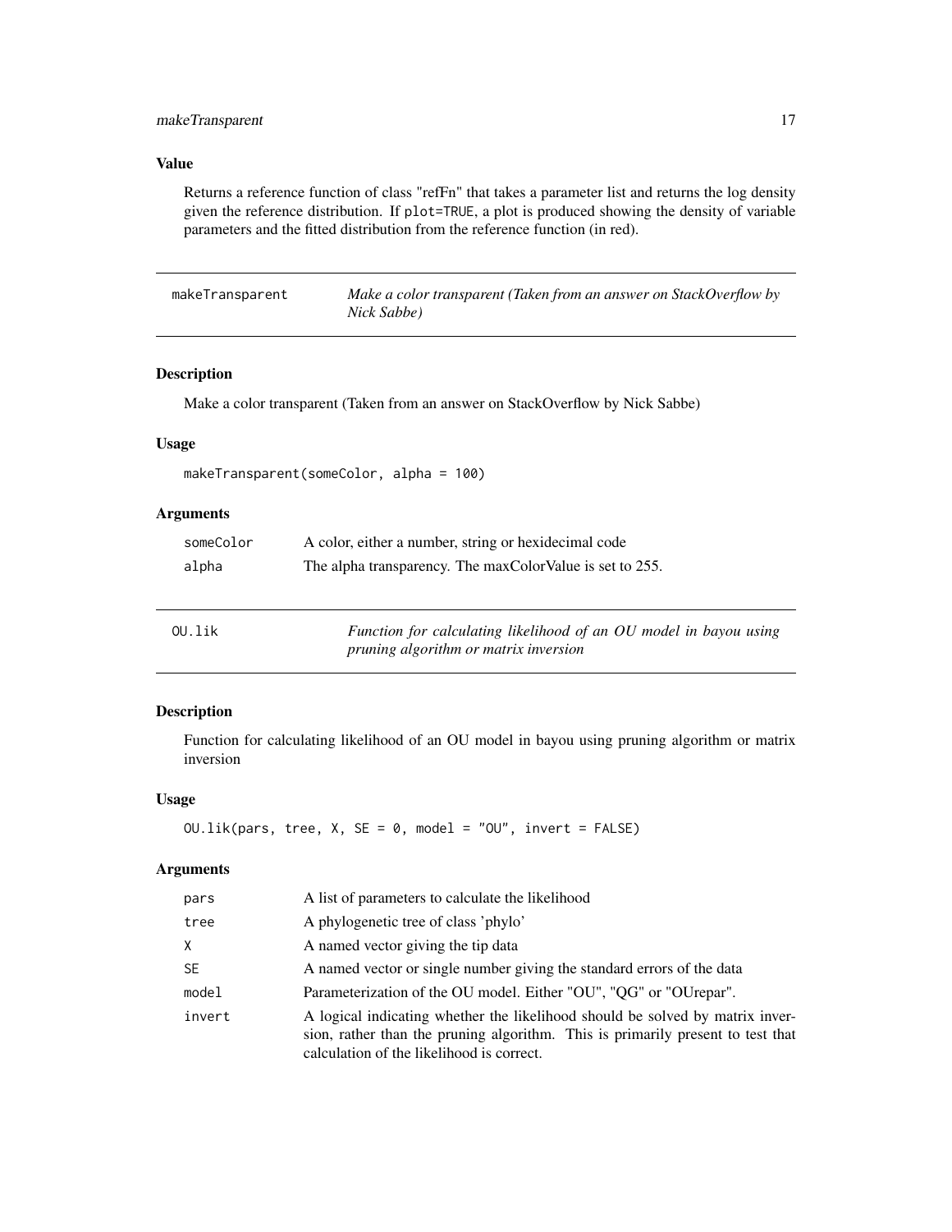### Value

Returns a reference function of class "refFn" that takes a parameter list and returns the log density given the reference distribution. If `plot=TRUE`, a plot is produced showing the density of variable parameters and the fitted distribution from the reference function (in red).

---

## makeTransparent — *Make a color transparent (Taken from an answer on StackOverflow by Nick Sabbe)*

### Description

Make a color transparent (Taken from an answer on StackOverflow by Nick Sabbe)

### Usage

```
makeTransparent(someColor, alpha = 100)
```

### Arguments

| | |
|---|---|
| `someColor` | A color, either a number, string or hexidecimal code |
| `alpha` | The alpha transparency. The maxColorValue is set to 255. |

---

## OU.lik — *Function for calculating likelihood of an OU model in bayou using pruning algorithm or matrix inversion*

### Description

Function for calculating likelihood of an OU model in bayou using pruning algorithm or matrix inversion

### Usage

```
OU.lik(pars, tree, X, SE = 0, model = "OU", invert = FALSE)
```

### Arguments

| | |
|---|---|
| `pars` | A list of parameters to calculate the likelihood |
| `tree` | A phylogenetic tree of class 'phylo' |
| `X` | A named vector giving the tip data |
| `SE` | A named vector or single number giving the standard errors of the data |
| `model` | Parameterization of the OU model. Either "OU", "QG" or "OUrepar". |
| `invert` | A logical indicating whether the likelihood should be solved by matrix inversion, rather than the pruning algorithm. This is primarily present to test that calculation of the likelihood is correct. |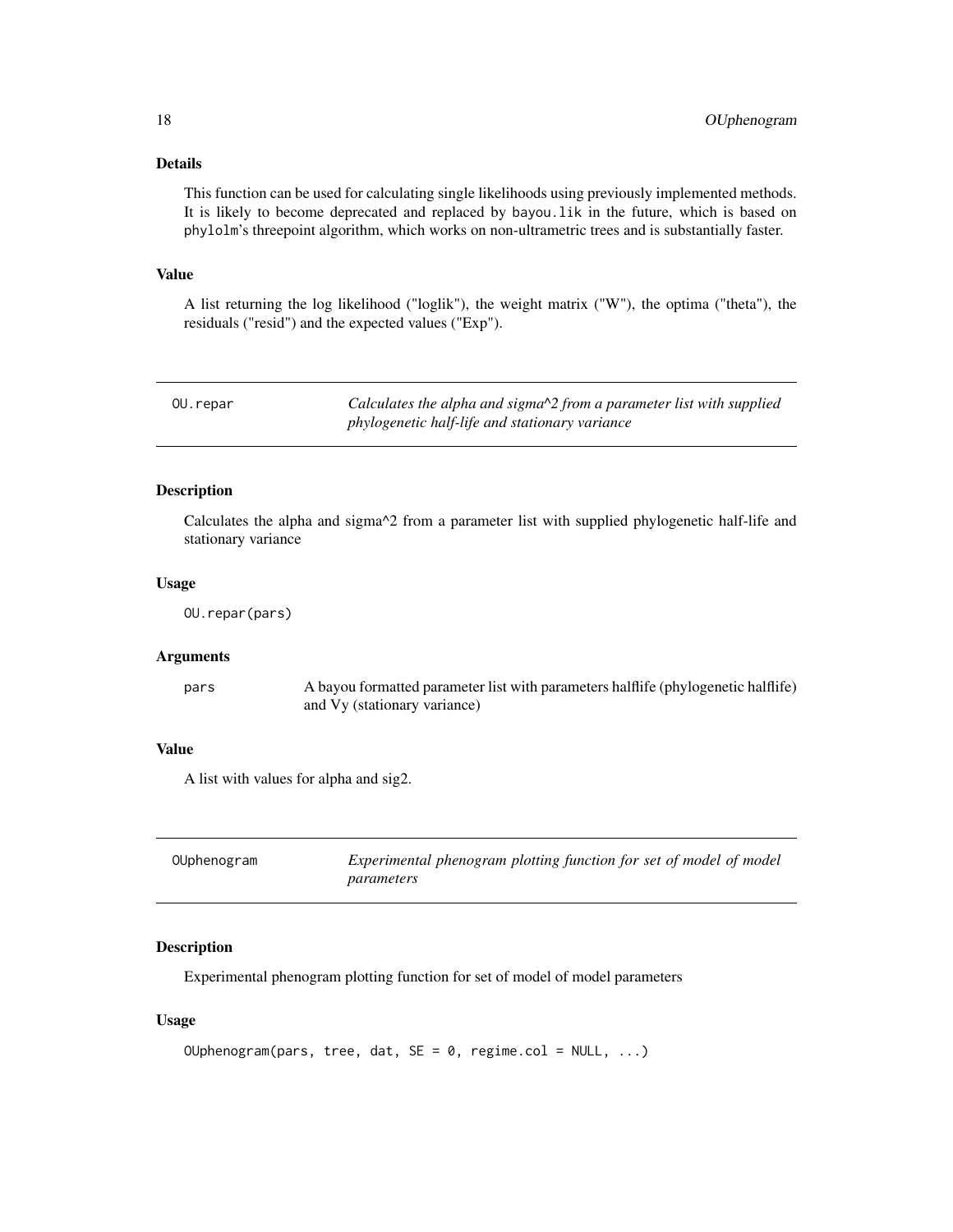### Details

This function can be used for calculating single likelihoods using previously implemented methods. It is likely to become deprecated and replaced by `bayou.lik` in the future, which is based on `phylolm`'s threepoint algorithm, which works on non-ultrametric trees and is substantially faster.

### Value

A list returning the log likelihood ("loglik"), the weight matrix ("W"), the optima ("theta"), the residuals ("resid") and the expected values ("Exp").

---

## OU.repar — *Calculates the alpha and sigma^2 from a parameter list with supplied phylogenetic half-life and stationary variance*

---

### Description

Calculates the alpha and sigma^2 from a parameter list with supplied phylogenetic half-life and stationary variance

### Usage

```
OU.repar(pars)
```

### Arguments

| | |
|---|---|
| pars | A bayou formatted parameter list with parameters halflife (phylogenetic halflife) and Vy (stationary variance) |

### Value

A list with values for alpha and sig2.

---

## OUphenogram — *Experimental phenogram plotting function for set of model of model parameters*

---

### Description

Experimental phenogram plotting function for set of model of model parameters

### Usage

```
OUphenogram(pars, tree, dat, SE = 0, regime.col = NULL, ...)
```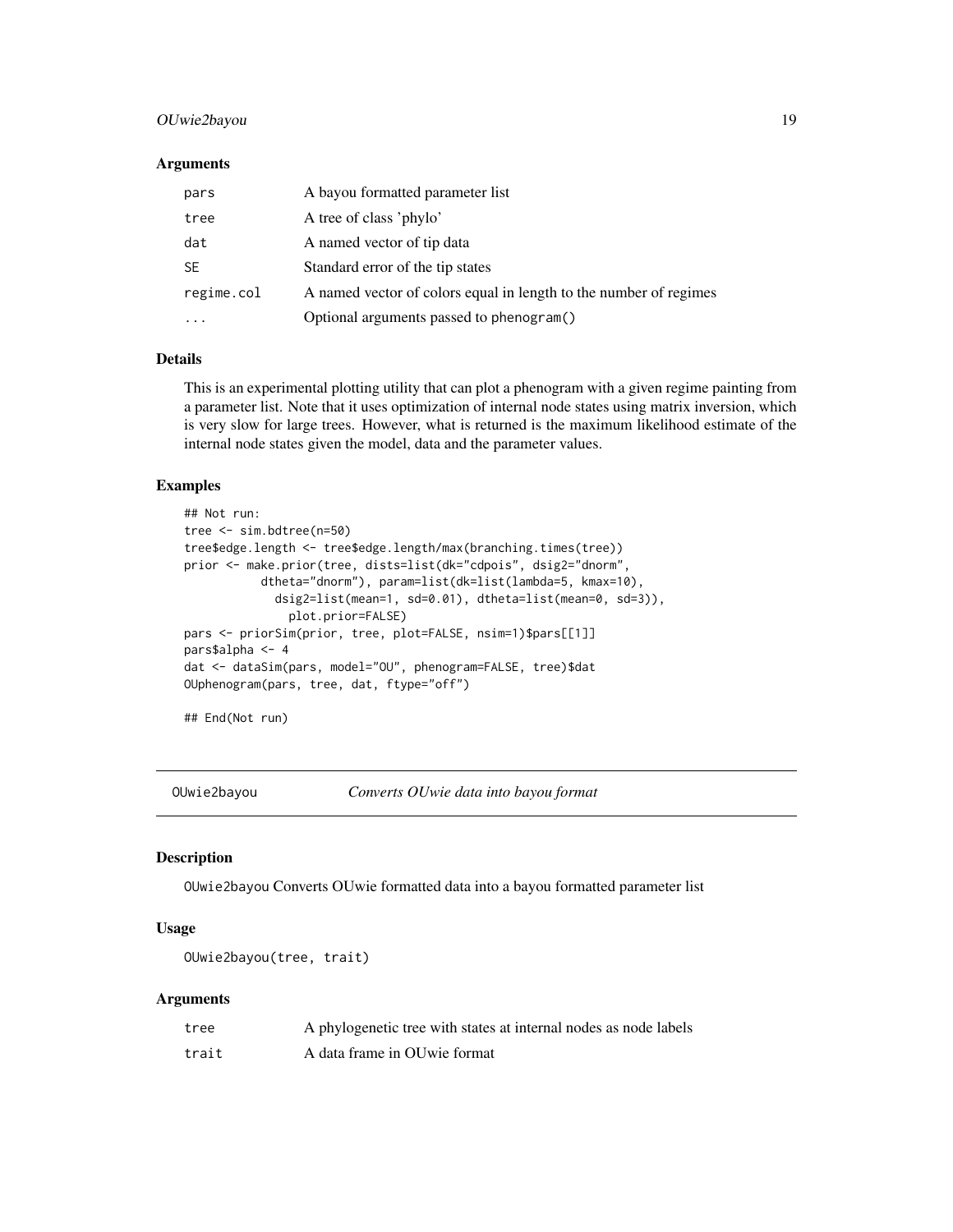### Arguments

| | |
|---|---|
| pars | A bayou formatted parameter list |
| tree | A tree of class 'phylo' |
| dat | A named vector of tip data |
| SE | Standard error of the tip states |
| regime.col | A named vector of colors equal in length to the number of regimes |
| ... | Optional arguments passed to phenogram() |

### Details

This is an experimental plotting utility that can plot a phenogram with a given regime painting from a parameter list. Note that it uses optimization of internal node states using matrix inversion, which is very slow for large trees. However, what is returned is the maximum likelihood estimate of the internal node states given the model, data and the parameter values.

### Examples

```
## Not run:
tree <- sim.bdtree(n=50)
tree$edge.length <- tree$edge.length/max(branching.times(tree))
prior <- make.prior(tree, dists=list(dk="cdpois", dsig2="dnorm",
           dtheta="dnorm"), param=list(dk=list(lambda=5, kmax=10),
             dsig2=list(mean=1, sd=0.01), dtheta=list(mean=0, sd=3)),
               plot.prior=FALSE)
pars <- priorSim(prior, tree, plot=FALSE, nsim=1)$pars[[1]]
pars$alpha <- 4
dat <- dataSim(pars, model="OU", phenogram=FALSE, tree)$dat
OUphenogram(pars, tree, dat, ftype="off")

## End(Not run)
```

---

## OUwie2bayou — *Converts OUwie data into bayou format*

### Description

OUwie2bayou Converts OUwie formatted data into a bayou formatted parameter list

### Usage

```
OUwie2bayou(tree, trait)
```

### Arguments

| | |
|---|---|
| tree | A phylogenetic tree with states at internal nodes as node labels |
| trait | A data frame in OUwie format |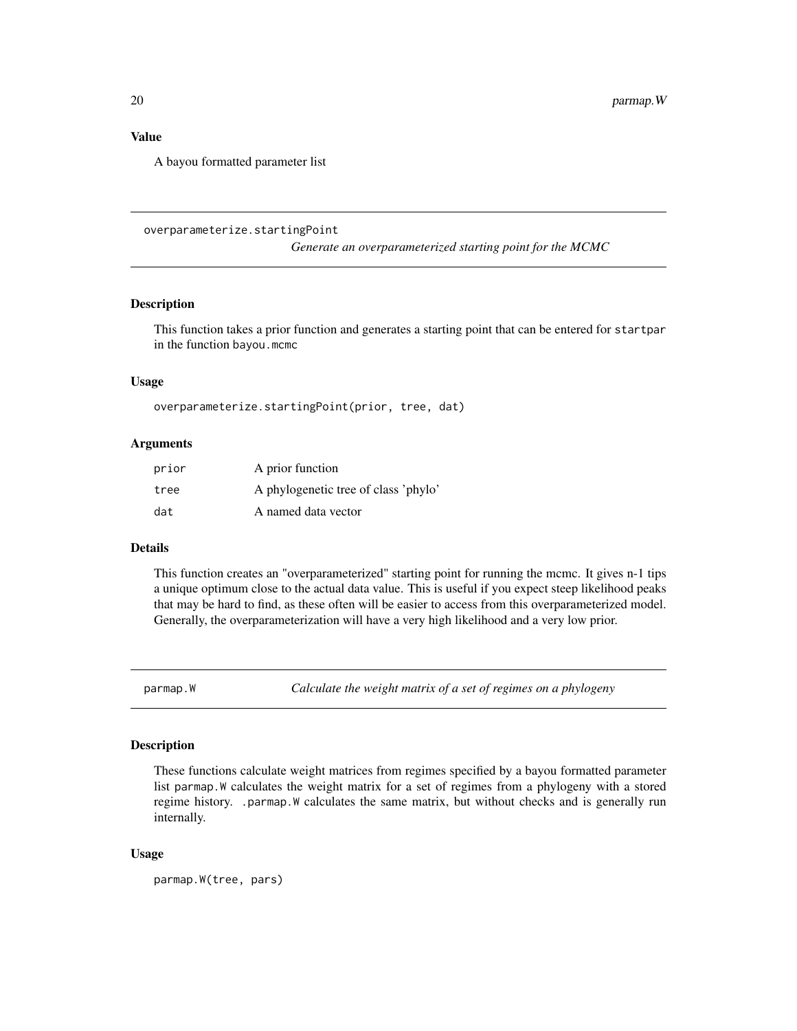### Value

A bayou formatted parameter list

## overparameterize.startingPoint

*Generate an overparameterized starting point for the MCMC*

### Description

This function takes a prior function and generates a starting point that can be entered for `startpar` in the function `bayou.mcmc`

### Usage

```
overparameterize.startingPoint(prior, tree, dat)
```

### Arguments

| | |
|---|---|
| `prior` | A prior function |
| `tree` | A phylogenetic tree of class 'phylo' |
| `dat` | A named data vector |

### Details

This function creates an "overparameterized" starting point for running the mcmc. It gives n-1 tips a unique optimum close to the actual data value. This is useful if you expect steep likelihood peaks that may be hard to find, as these often will be easier to access from this overparameterized model. Generally, the overparameterization will have a very high likelihood and a very low prior.

## parmap.W

*Calculate the weight matrix of a set of regimes on a phylogeny*

### Description

These functions calculate weight matrices from regimes specified by a bayou formatted parameter list `parmap.W` calculates the weight matrix for a set of regimes from a phylogeny with a stored regime history. `.parmap.W` calculates the same matrix, but without checks and is generally run internally.

### Usage

```
parmap.W(tree, pars)
```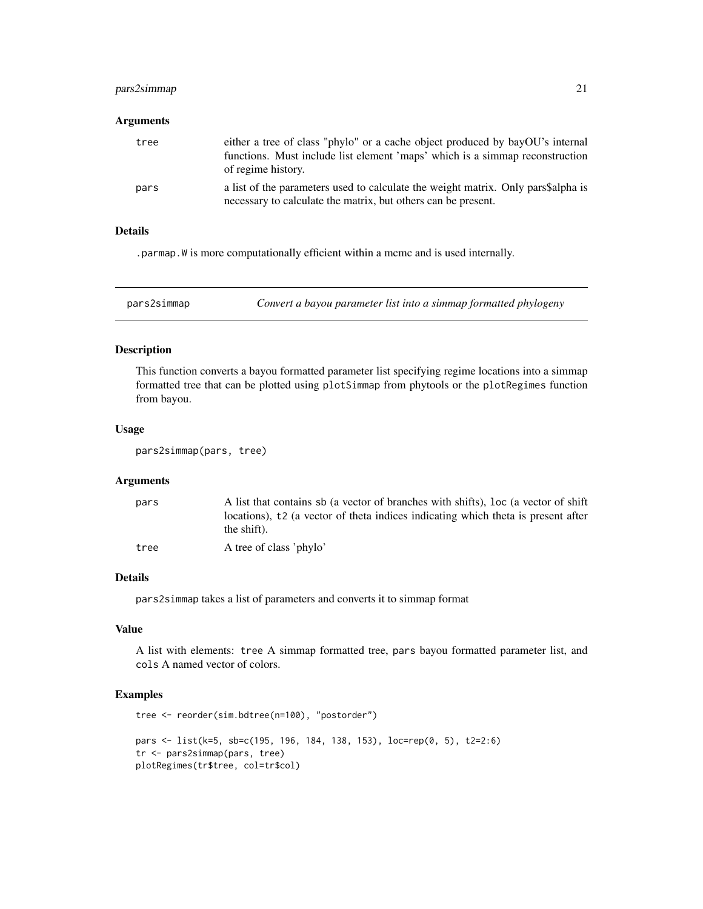### Arguments

| | |
|---|---|
| tree | either a tree of class "phylo" or a cache object produced by bayOU's internal functions. Must include list element 'maps' which is a simmap reconstruction of regime history. |
| pars | a list of the parameters used to calculate the weight matrix. Only pars$alpha is necessary to calculate the matrix, but others can be present. |

### Details

`.parmap.W` is more computationally efficient within a mcmc and is used internally.

---

## pars2simmap — *Convert a bayou parameter list into a simmap formatted phylogeny*

### Description

This function converts a bayou formatted parameter list specifying regime locations into a simmap formatted tree that can be plotted using `plotSimmap` from phytools or the `plotRegimes` function from bayou.

### Usage

```
pars2simmap(pars, tree)
```

### Arguments

| | |
|---|---|
| pars | A list that contains `sb` (a vector of branches with shifts), `loc` (a vector of shift locations), `t2` (a vector of theta indices indicating which theta is present after the shift). |
| tree | A tree of class 'phylo' |

### Details

`pars2simmap` takes a list of parameters and converts it to simmap format

### Value

A list with elements: `tree` A simmap formatted tree, `pars` bayou formatted parameter list, and `cols` A named vector of colors.

### Examples

```
tree <- reorder(sim.bdtree(n=100), "postorder")

pars <- list(k=5, sb=c(195, 196, 184, 138, 153), loc=rep(0, 5), t2=2:6)
tr <- pars2simmap(pars, tree)
plotRegimes(tr$tree, col=tr$col)
```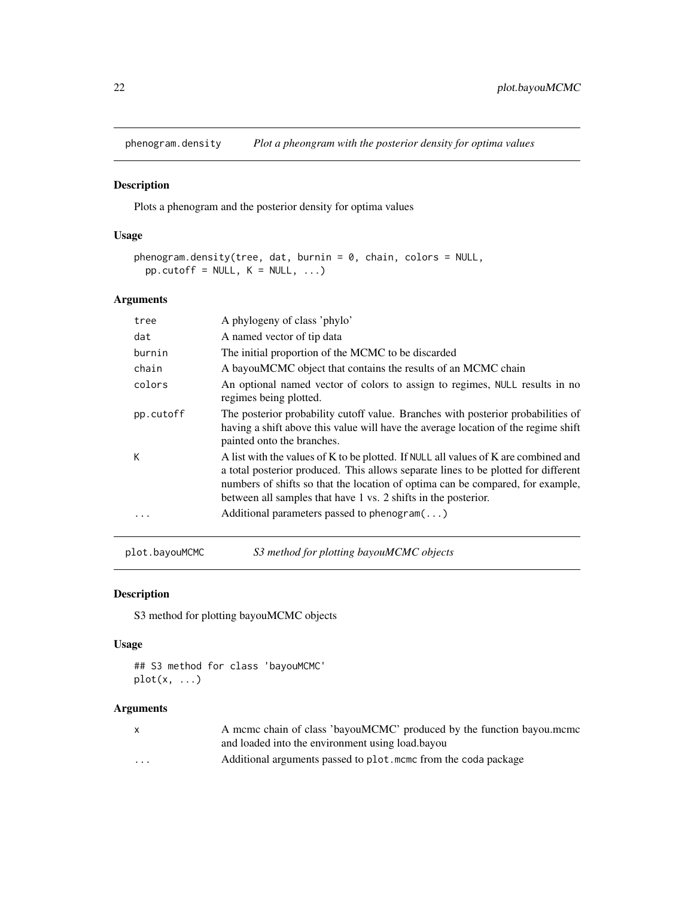## phenogram.density *Plot a pheongram with the posterior density for optima values*

### Description

Plots a phenogram and the posterior density for optima values

### Usage

```
phenogram.density(tree, dat, burnin = 0, chain, colors = NULL,
  pp.cutoff = NULL, K = NULL, ...)
```

### Arguments

| | |
|---|---|
| tree | A phylogeny of class 'phylo' |
| dat | A named vector of tip data |
| burnin | The initial proportion of the MCMC to be discarded |
| chain | A bayouMCMC object that contains the results of an MCMC chain |
| colors | An optional named vector of colors to assign to regimes, NULL results in no regimes being plotted. |
| pp.cutoff | The posterior probability cutoff value. Branches with posterior probabilities of having a shift above this value will have the average location of the regime shift painted onto the branches. |
| K | A list with the values of K to be plotted. If NULL all values of K are combined and a total posterior produced. This allows separate lines to be plotted for different numbers of shifts so that the location of optima can be compared, for example, between all samples that have 1 vs. 2 shifts in the posterior. |
| ... | Additional parameters passed to phenogram(...) |

## plot.bayouMCMC *S3 method for plotting bayouMCMC objects*

### Description

S3 method for plotting bayouMCMC objects

### Usage

```
## S3 method for class 'bayouMCMC'
plot(x, ...)
```

### Arguments

| | |
|---|---|
| x | A mcmc chain of class 'bayouMCMC' produced by the function bayou.mcmc and loaded into the environment using load.bayou |
| ... | Additional arguments passed to plot.mcmc from the coda package |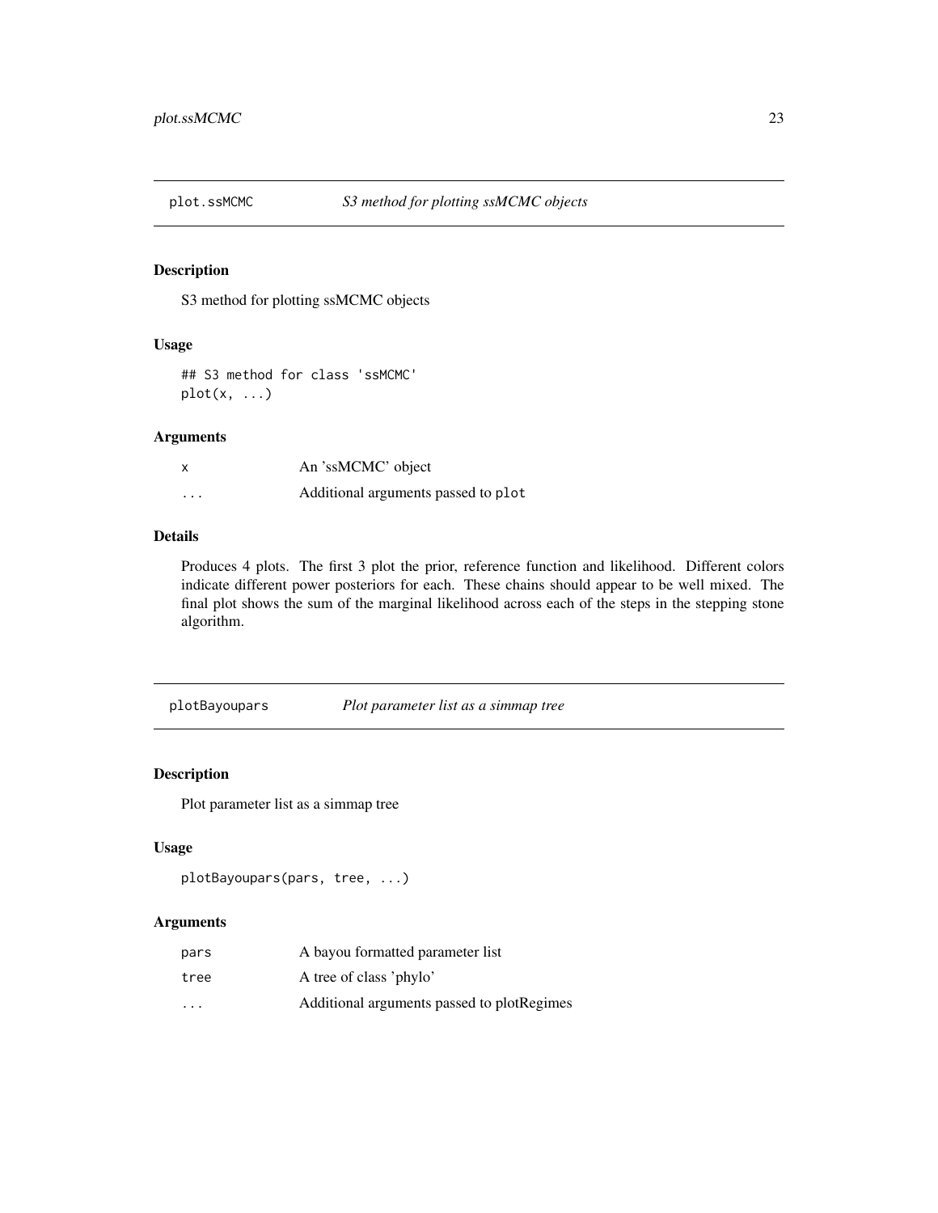## plot.ssMCMC — *S3 method for plotting ssMCMC objects*

### Description

S3 method for plotting ssMCMC objects

### Usage

```
## S3 method for class 'ssMCMC'
plot(x, ...)
```

### Arguments

| | |
|---|---|
| x | An 'ssMCMC' object |
| ... | Additional arguments passed to `plot` |

### Details

Produces 4 plots. The first 3 plot the prior, reference function and likelihood. Different colors indicate different power posteriors for each. These chains should appear to be well mixed. The final plot shows the sum of the marginal likelihood across each of the steps in the stepping stone algorithm.

## plotBayoupars — *Plot parameter list as a simmap tree*

### Description

Plot parameter list as a simmap tree

### Usage

```
plotBayoupars(pars, tree, ...)
```

### Arguments

| | |
|---|---|
| pars | A bayou formatted parameter list |
| tree | A tree of class 'phylo' |
| ... | Additional arguments passed to plotRegimes |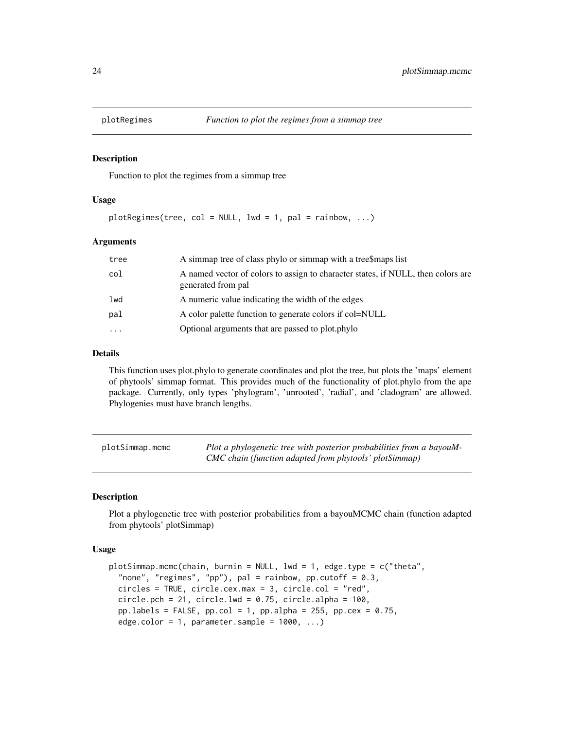## plotRegimes — *Function to plot the regimes from a simmap tree*

### Description

Function to plot the regimes from a simmap tree

### Usage

```
plotRegimes(tree, col = NULL, lwd = 1, pal = rainbow, ...)
```

### Arguments

| | |
|---|---|
| tree | A simmap tree of class phylo or simmap with a tree$maps list |
| col | A named vector of colors to assign to character states, if NULL, then colors are generated from pal |
| lwd | A numeric value indicating the width of the edges |
| pal | A color palette function to generate colors if col=NULL |
| ... | Optional arguments that are passed to plot.phylo |

### Details

This function uses plot.phylo to generate coordinates and plot the tree, but plots the 'maps' element of phytools' simmap format. This provides much of the functionality of plot.phylo from the ape package. Currently, only types 'phylogram', 'unrooted', 'radial', and 'cladogram' are allowed. Phylogenies must have branch lengths.

## plotSimmap.mcmc — *Plot a phylogenetic tree with posterior probabilities from a bayouMCMC chain (function adapted from phytools' plotSimmap)*

### Description

Plot a phylogenetic tree with posterior probabilities from a bayouMCMC chain (function adapted from phytools' plotSimmap)

### Usage

```
plotSimmap.mcmc(chain, burnin = NULL, lwd = 1, edge.type = c("theta",
  "none", "regimes", "pp"), pal = rainbow, pp.cutoff = 0.3,
  circles = TRUE, circle.cex.max = 3, circle.col = "red",
  circle.pch = 21, circle.lwd = 0.75, circle.alpha = 100,
  pp.labels = FALSE, pp.col = 1, pp.alpha = 255, pp.cex = 0.75,
  edge.color = 1, parameter.sample = 1000, ...)
```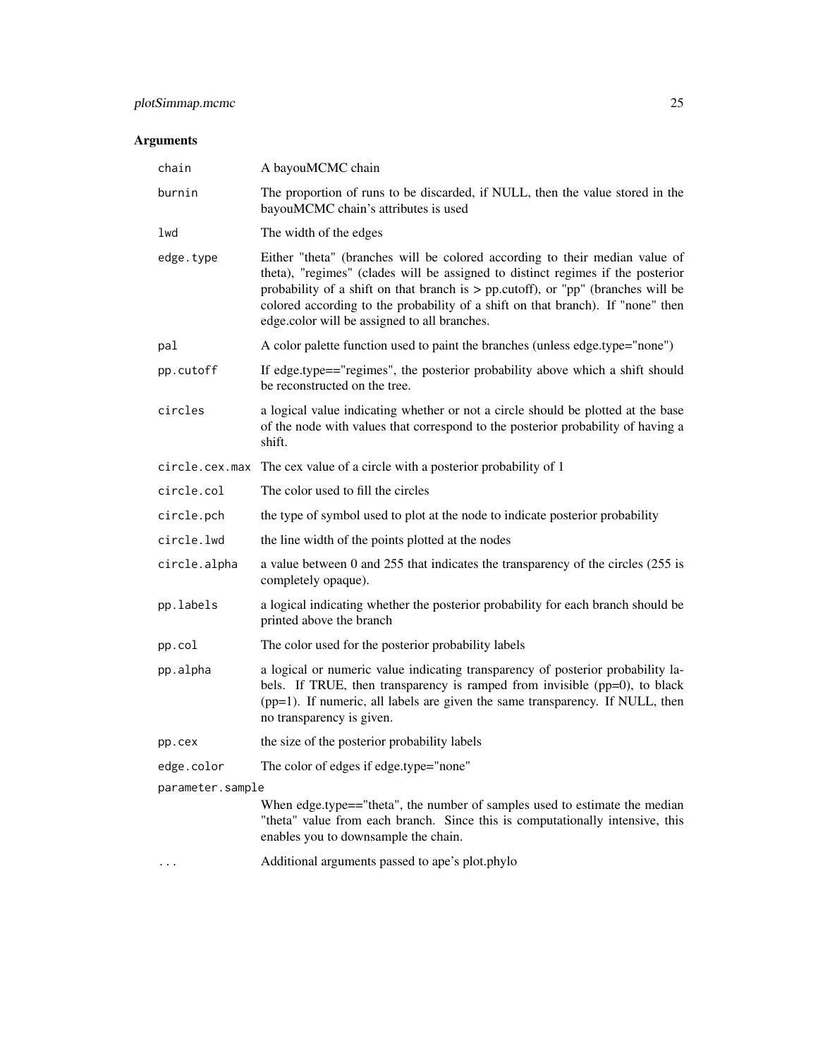## Arguments

| | |
|---|---|
| `chain` | A bayouMCMC chain |
| `burnin` | The proportion of runs to be discarded, if NULL, then the value stored in the bayouMCMC chain's attributes is used |
| `lwd` | The width of the edges |
| `edge.type` | Either "theta" (branches will be colored according to their median value of theta), "regimes" (clades will be assigned to distinct regimes if the posterior probability of a shift on that branch is > pp.cutoff), or "pp" (branches will be colored according to the probability of a shift on that branch). If "none" then edge.color will be assigned to all branches. |
| `pal` | A color palette function used to paint the branches (unless edge.type="none") |
| `pp.cutoff` | If edge.type=="regimes", the posterior probability above which a shift should be reconstructed on the tree. |
| `circles` | a logical value indicating whether or not a circle should be plotted at the base of the node with values that correspond to the posterior probability of having a shift. |
| `circle.cex.max` | The cex value of a circle with a posterior probability of 1 |
| `circle.col` | The color used to fill the circles |
| `circle.pch` | the type of symbol used to plot at the node to indicate posterior probability |
| `circle.lwd` | the line width of the points plotted at the nodes |
| `circle.alpha` | a value between 0 and 255 that indicates the transparency of the circles (255 is completely opaque). |
| `pp.labels` | a logical indicating whether the posterior probability for each branch should be printed above the branch |
| `pp.col` | The color used for the posterior probability labels |
| `pp.alpha` | a logical or numeric value indicating transparency of posterior probability labels. If TRUE, then transparency is ramped from invisible (pp=0), to black (pp=1). If numeric, all labels are given the same transparency. If NULL, then no transparency is given. |
| `pp.cex` | the size of the posterior probability labels |
| `edge.color` | The color of edges if edge.type="none" |
| `parameter.sample` | When edge.type=="theta", the number of samples used to estimate the median "theta" value from each branch. Since this is computationally intensive, this enables you to downsample the chain. |
| `...` | Additional arguments passed to ape's plot.phylo |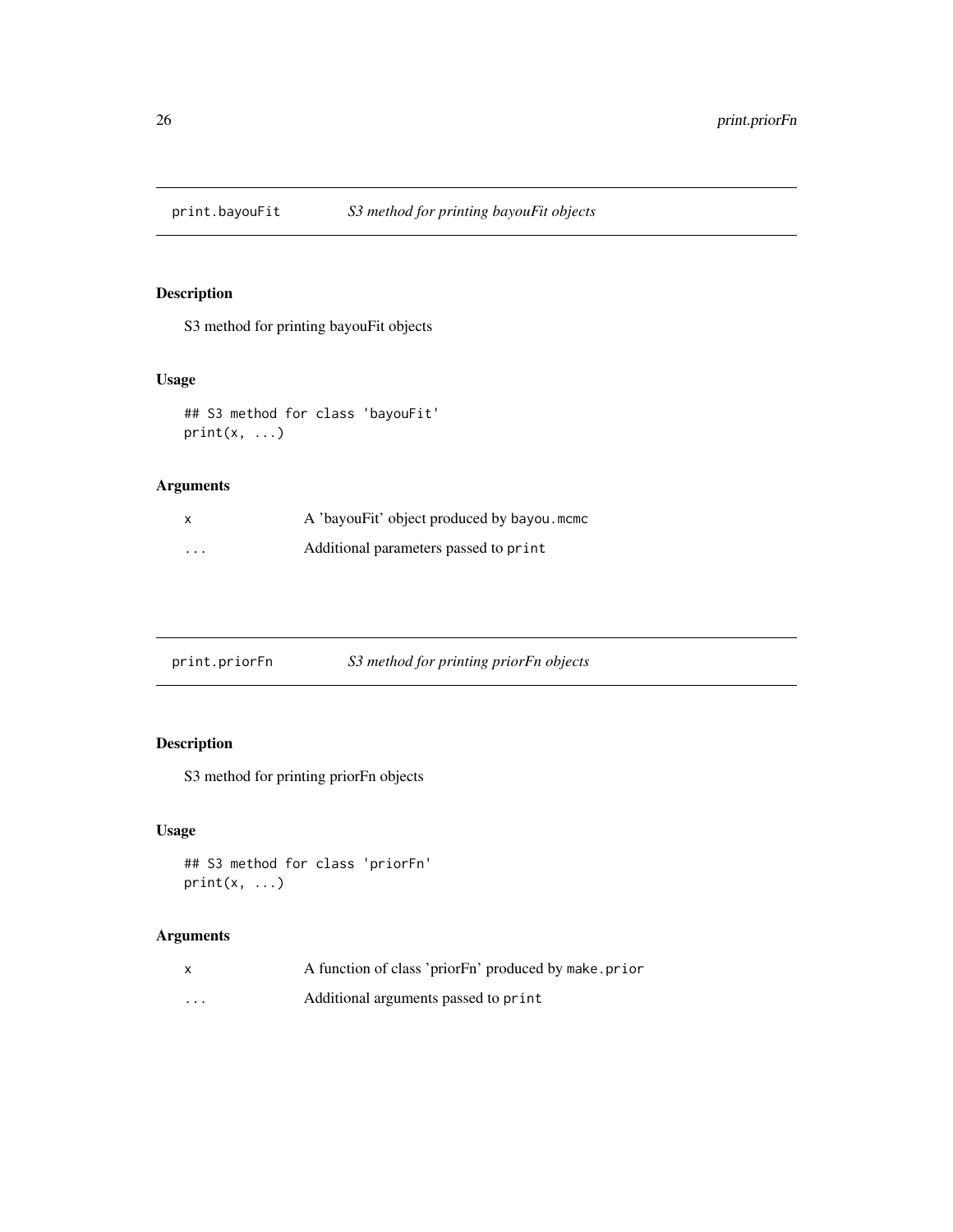## print.bayouFit *S3 method for printing bayouFit objects*

### Description

S3 method for printing bayouFit objects

### Usage

```
## S3 method for class 'bayouFit'
print(x, ...)
```

### Arguments

| | |
|---|---|
| x | A 'bayouFit' object produced by `bayou.mcmc` |
| ... | Additional parameters passed to `print` |

## print.priorFn *S3 method for printing priorFn objects*

### Description

S3 method for printing priorFn objects

### Usage

```
## S3 method for class 'priorFn'
print(x, ...)
```

### Arguments

| | |
|---|---|
| x | A function of class 'priorFn' produced by `make.prior` |
| ... | Additional arguments passed to `print` |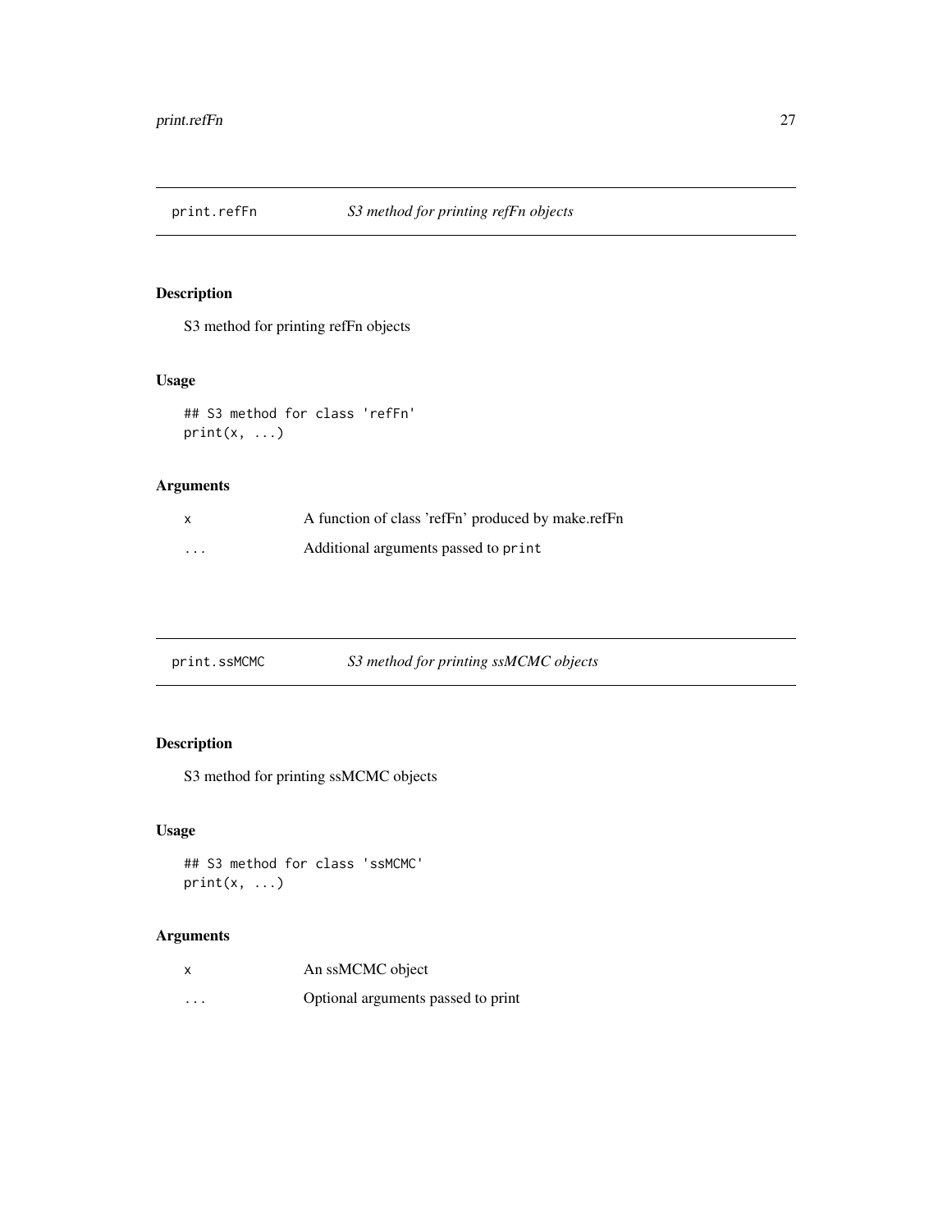## print.refFn — *S3 method for printing refFn objects*

### Description

S3 method for printing refFn objects

### Usage

```
## S3 method for class 'refFn'
print(x, ...)
```

### Arguments

| | |
|---|---|
| x | A function of class 'refFn' produced by make.refFn |
| ... | Additional arguments passed to `print` |

## print.ssMCMC — *S3 method for printing ssMCMC objects*

### Description

S3 method for printing ssMCMC objects

### Usage

```
## S3 method for class 'ssMCMC'
print(x, ...)
```

### Arguments

| | |
|---|---|
| x | An ssMCMC object |
| ... | Optional arguments passed to print |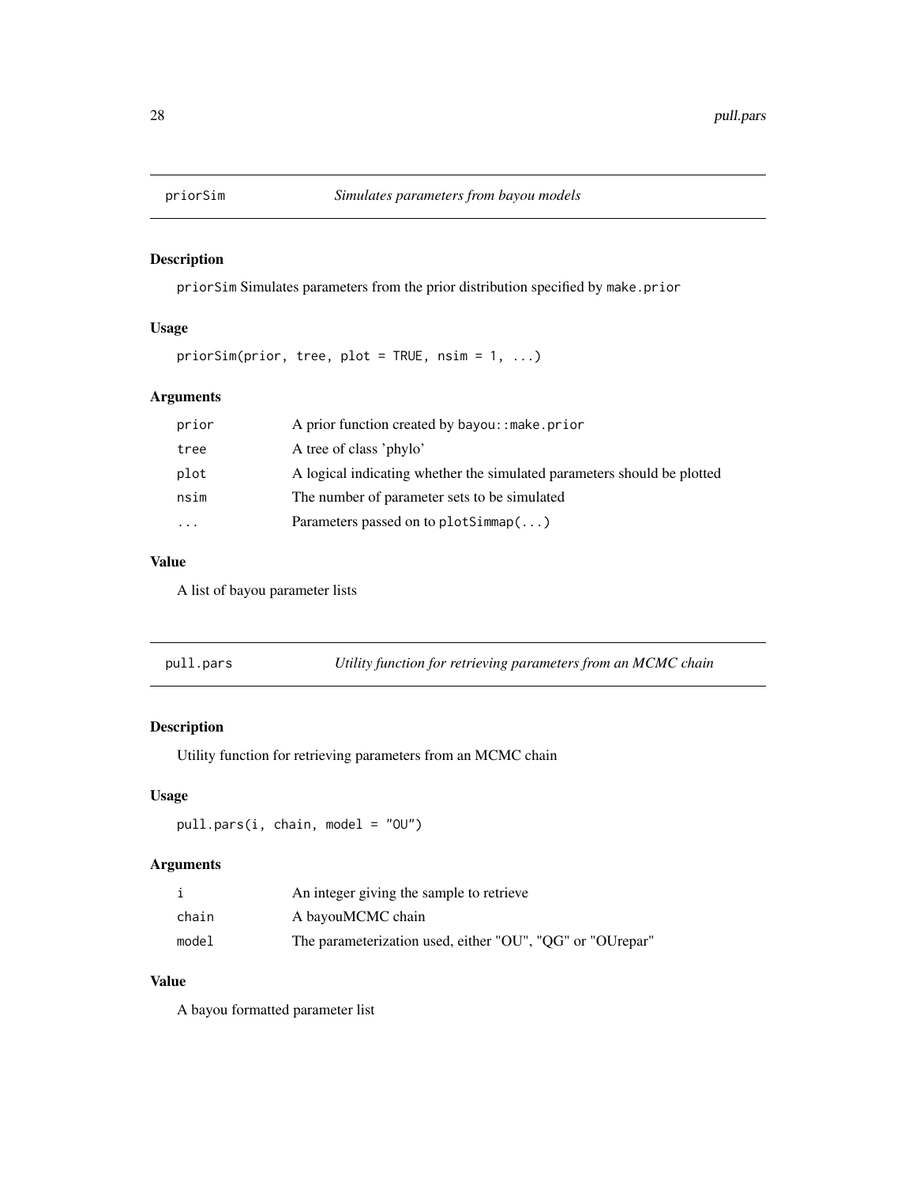## priorSim *Simulates parameters from bayou models*

### Description

priorSim Simulates parameters from the prior distribution specified by make.prior

### Usage

```
priorSim(prior, tree, plot = TRUE, nsim = 1, ...)
```

### Arguments

| | |
|---|---|
| prior | A prior function created by bayou::make.prior |
| tree | A tree of class 'phylo' |
| plot | A logical indicating whether the simulated parameters should be plotted |
| nsim | The number of parameter sets to be simulated |
| ... | Parameters passed on to plotSimmap(...) |

### Value

A list of bayou parameter lists

## pull.pars *Utility function for retrieving parameters from an MCMC chain*

### Description

Utility function for retrieving parameters from an MCMC chain

### Usage

```
pull.pars(i, chain, model = "OU")
```

### Arguments

| | |
|---|---|
| i | An integer giving the sample to retrieve |
| chain | A bayouMCMC chain |
| model | The parameterization used, either "OU", "QG" or "OUrepar" |

### Value

A bayou formatted parameter list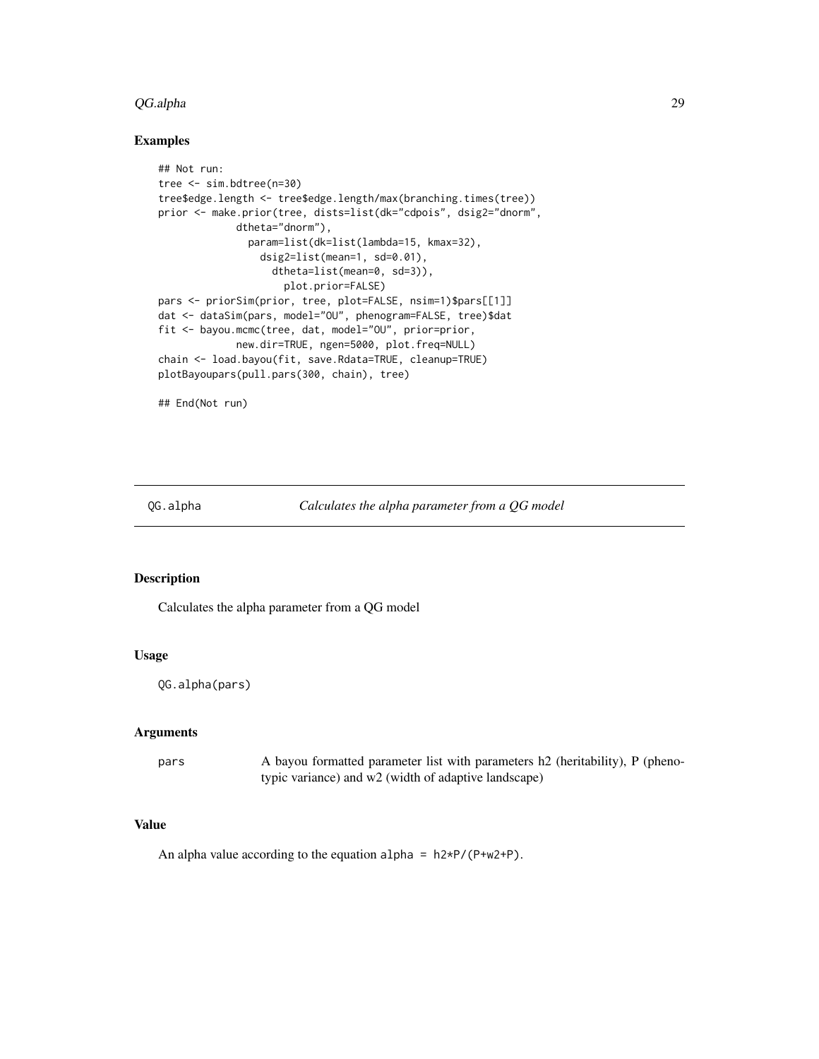### Examples

```
## Not run:
tree <- sim.bdtree(n=30)
tree$edge.length <- tree$edge.length/max(branching.times(tree))
prior <- make.prior(tree, dists=list(dk="cdpois", dsig2="dnorm",
             dtheta="dnorm"),
               param=list(dk=list(lambda=15, kmax=32),
                 dsig2=list(mean=1, sd=0.01),
                   dtheta=list(mean=0, sd=3)),
                     plot.prior=FALSE)
pars <- priorSim(prior, tree, plot=FALSE, nsim=1)$pars[[1]]
dat <- dataSim(pars, model="OU", phenogram=FALSE, tree)$dat
fit <- bayou.mcmc(tree, dat, model="OU", prior=prior,
             new.dir=TRUE, ngen=5000, plot.freq=NULL)
chain <- load.bayou(fit, save.Rdata=TRUE, cleanup=TRUE)
plotBayoupars(pull.pars(300, chain), tree)

## End(Not run)
```

---

## QG.alpha — *Calculates the alpha parameter from a QG model*

### Description

Calculates the alpha parameter from a QG model

### Usage

```
QG.alpha(pars)
```

### Arguments

| | |
|---|---|
| pars | A bayou formatted parameter list with parameters h2 (heritability), P (phenotypic variance) and w2 (width of adaptive landscape) |

### Value

An alpha value according to the equation `alpha = h2*P/(P+w2+P)`.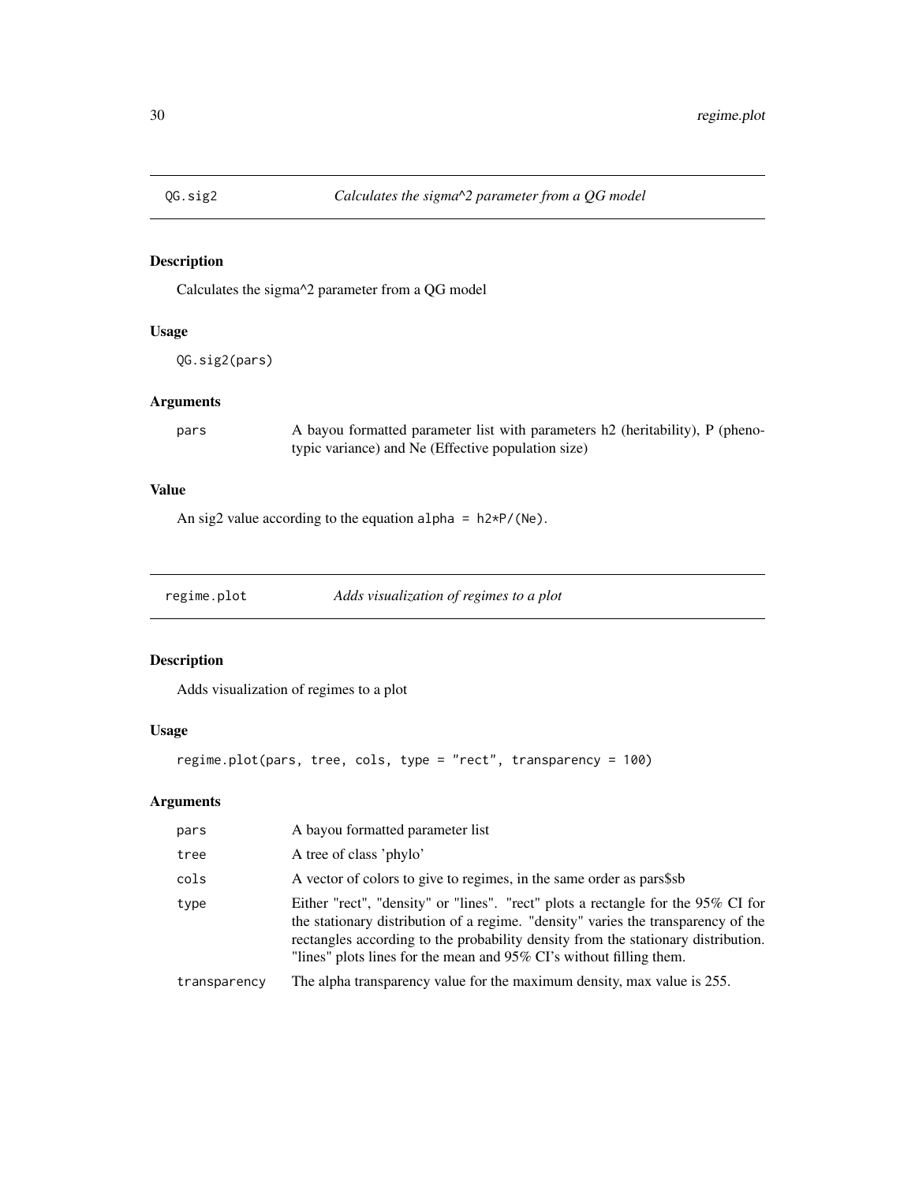## QG.sig2 — *Calculates the sigma^2 parameter from a QG model*

### Description

Calculates the sigma^2 parameter from a QG model

### Usage

```
QG.sig2(pars)
```

### Arguments

| | |
|---|---|
| `pars` | A bayou formatted parameter list with parameters h2 (heritability), P (phenotypic variance) and Ne (Effective population size) |

### Value

An sig2 value according to the equation `alpha = h2*P/(Ne)`.

## regime.plot — *Adds visualization of regimes to a plot*

### Description

Adds visualization of regimes to a plot

### Usage

```
regime.plot(pars, tree, cols, type = "rect", transparency = 100)
```

### Arguments

| | |
|---|---|
| `pars` | A bayou formatted parameter list |
| `tree` | A tree of class 'phylo' |
| `cols` | A vector of colors to give to regimes, in the same order as pars$sb |
| `type` | Either "rect", "density" or "lines". "rect" plots a rectangle for the 95% CI for the stationary distribution of a regime. "density" varies the transparency of the rectangles according to the probability density from the stationary distribution. "lines" plots lines for the mean and 95% CI's without filling them. |
| `transparency` | The alpha transparency value for the maximum density, max value is 255. |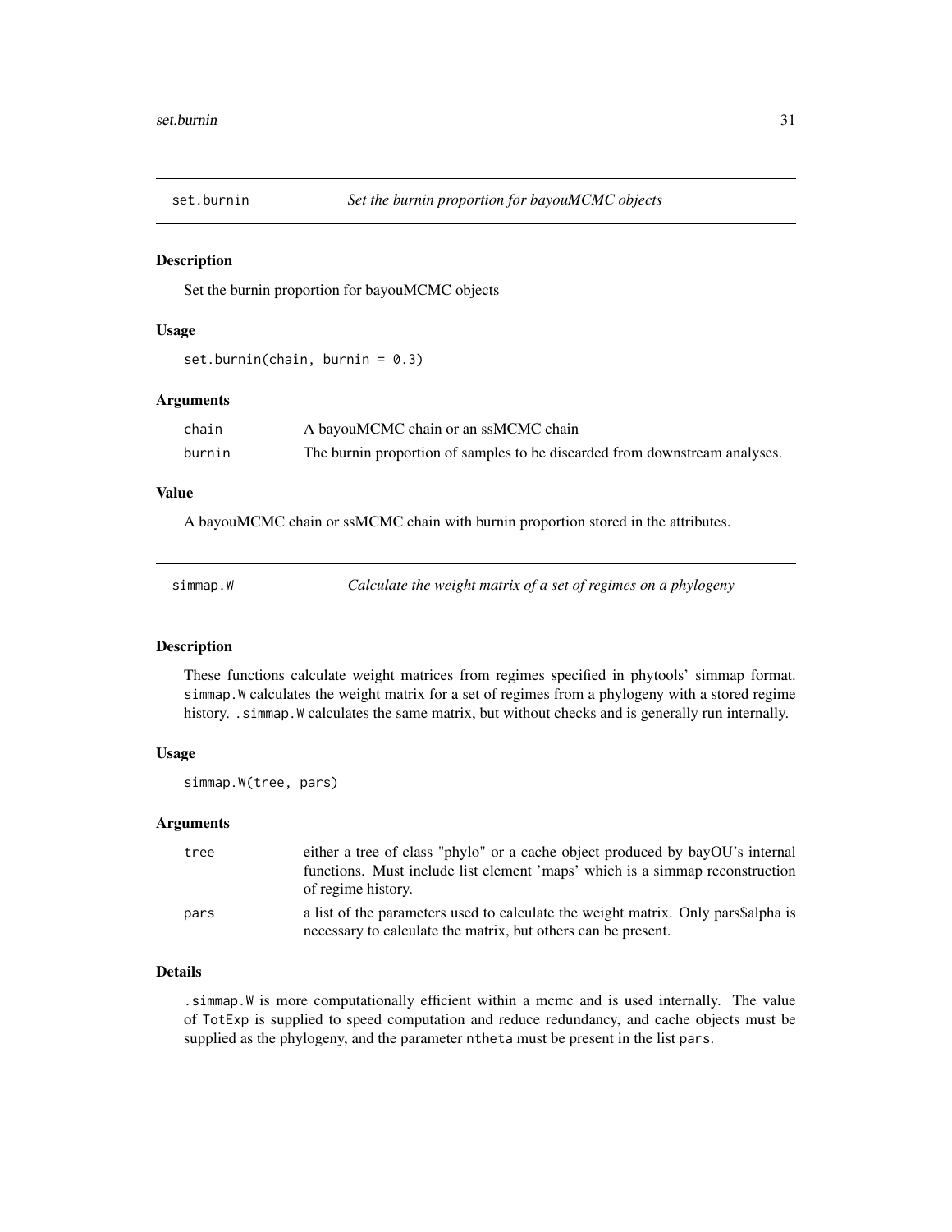## set.burnin — *Set the burnin proportion for bayouMCMC objects*

### Description

Set the burnin proportion for bayouMCMC objects

### Usage

```
set.burnin(chain, burnin = 0.3)
```

### Arguments

| | |
|---|---|
| chain | A bayouMCMC chain or an ssMCMC chain |
| burnin | The burnin proportion of samples to be discarded from downstream analyses. |

### Value

A bayouMCMC chain or ssMCMC chain with burnin proportion stored in the attributes.

## simmap.W — *Calculate the weight matrix of a set of regimes on a phylogeny*

### Description

These functions calculate weight matrices from regimes specified in phytools' simmap format. `simmap.W` calculates the weight matrix for a set of regimes from a phylogeny with a stored regime history. `.simmap.W` calculates the same matrix, but without checks and is generally run internally.

### Usage

```
simmap.W(tree, pars)
```

### Arguments

| | |
|---|---|
| tree | either a tree of class "phylo" or a cache object produced by bayOU's internal functions. Must include list element 'maps' which is a simmap reconstruction of regime history. |
| pars | a list of the parameters used to calculate the weight matrix. Only pars$alpha is necessary to calculate the matrix, but others can be present. |

### Details

`.simmap.W` is more computationally efficient within a mcmc and is used internally. The value of `TotExp` is supplied to speed computation and reduce redundancy, and cache objects must be supplied as the phylogeny, and the parameter `ntheta` must be present in the list `pars`.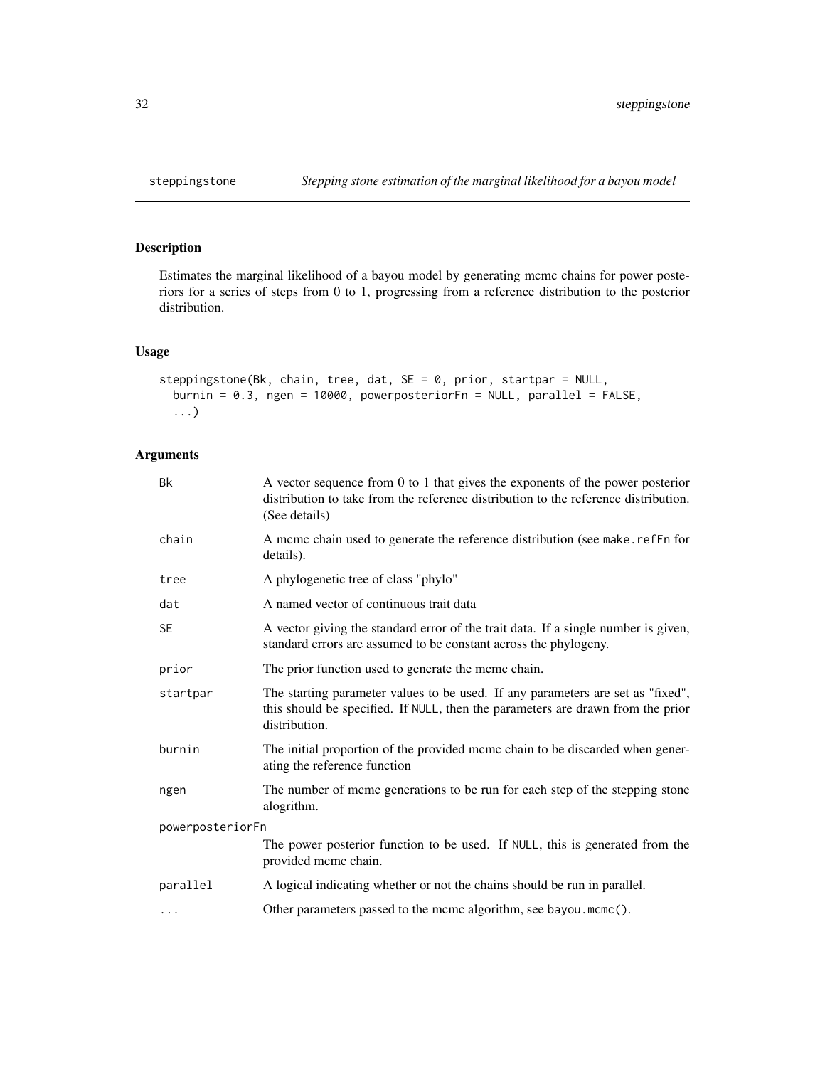# steppingstone

*Stepping stone estimation of the marginal likelihood for a bayou model*

## Description

Estimates the marginal likelihood of a bayou model by generating mcmc chains for power posteriors for a series of steps from 0 to 1, progressing from a reference distribution to the posterior distribution.

## Usage

```
steppingstone(Bk, chain, tree, dat, SE = 0, prior, startpar = NULL,
  burnin = 0.3, ngen = 10000, powerposteriorFn = NULL, parallel = FALSE,
  ...)
```

## Arguments

| | |
|---|---|
| Bk | A vector sequence from 0 to 1 that gives the exponents of the power posterior distribution to take from the reference distribution to the reference distribution. (See details) |
| chain | A mcmc chain used to generate the reference distribution (see `make.refFn` for details). |
| tree | A phylogenetic tree of class "phylo" |
| dat | A named vector of continuous trait data |
| SE | A vector giving the standard error of the trait data. If a single number is given, standard errors are assumed to be constant across the phylogeny. |
| prior | The prior function used to generate the mcmc chain. |
| startpar | The starting parameter values to be used. If any parameters are set as "fixed", this should be specified. If `NULL`, then the parameters are drawn from the prior distribution. |
| burnin | The initial proportion of the provided mcmc chain to be discarded when generating the reference function |
| ngen | The number of mcmc generations to be run for each step of the stepping stone alogrithm. |
| powerposteriorFn | The power posterior function to be used. If `NULL`, this is generated from the provided mcmc chain. |
| parallel | A logical indicating whether or not the chains should be run in parallel. |
| ... | Other parameters passed to the mcmc algorithm, see `bayou.mcmc()`. |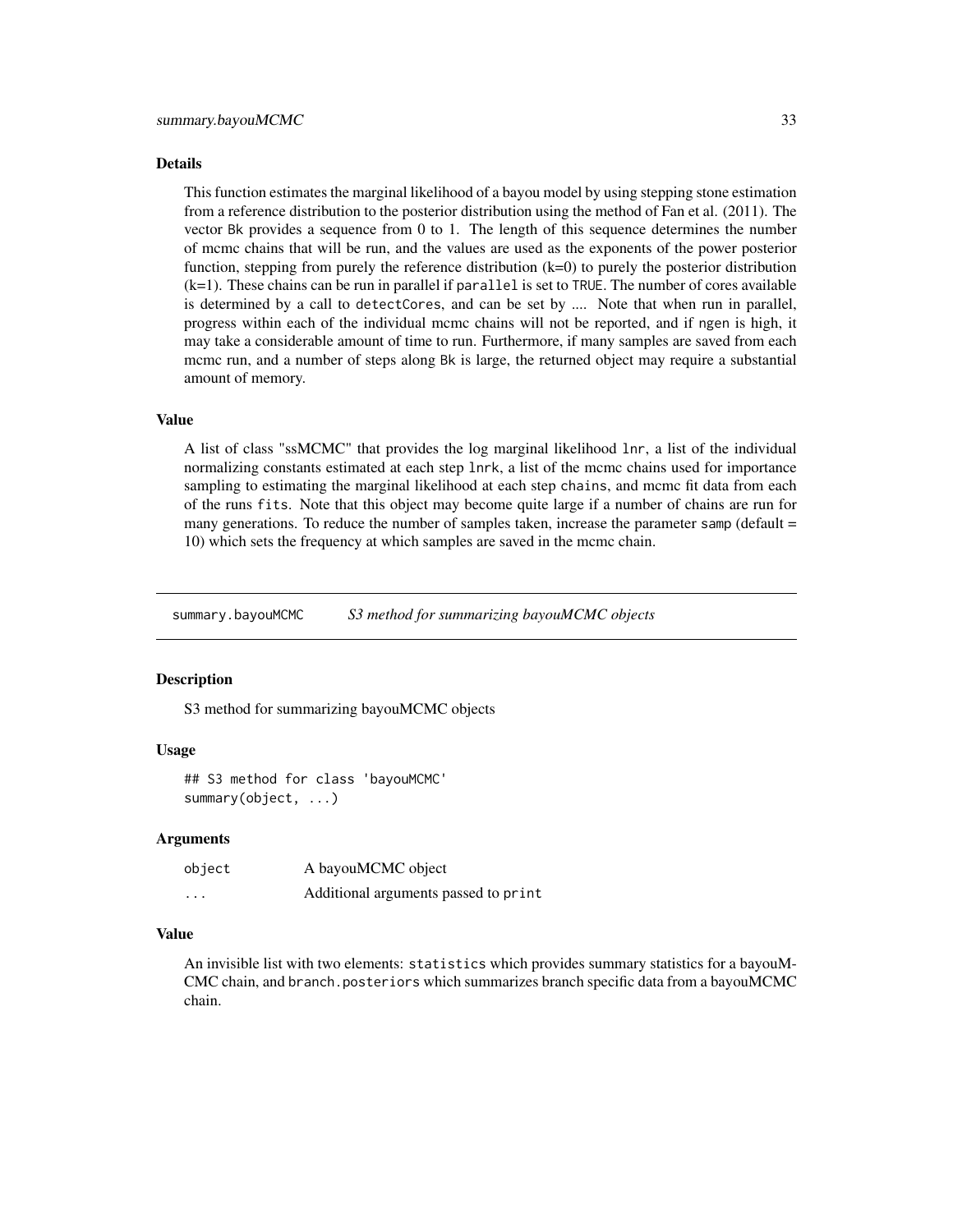### Details

This function estimates the marginal likelihood of a bayou model by using stepping stone estimation from a reference distribution to the posterior distribution using the method of Fan et al. (2011). The vector `Bk` provides a sequence from 0 to 1. The length of this sequence determines the number of mcmc chains that will be run, and the values are used as the exponents of the power posterior function, stepping from purely the reference distribution (k=0) to purely the posterior distribution (k=1). These chains can be run in parallel if `parallel` is set to `TRUE`. The number of cores available is determined by a call to `detectCores`, and can be set by .... Note that when run in parallel, progress within each of the individual mcmc chains will not be reported, and if `ngen` is high, it may take a considerable amount of time to run. Furthermore, if many samples are saved from each mcmc run, and a number of steps along `Bk` is large, the returned object may require a substantial amount of memory.

### Value

A list of class "ssMCMC" that provides the log marginal likelihood `lnr`, a list of the individual normalizing constants estimated at each step `lnrk`, a list of the mcmc chains used for importance sampling to estimating the marginal likelihood at each step `chains`, and mcmc fit data from each of the runs `fits`. Note that this object may become quite large if a number of chains are run for many generations. To reduce the number of samples taken, increase the parameter `samp` (default = 10) which sets the frequency at which samples are saved in the mcmc chain.

---

## summary.bayouMCMC — *S3 method for summarizing bayouMCMC objects*

### Description

S3 method for summarizing bayouMCMC objects

### Usage

```
## S3 method for class 'bayouMCMC'
summary(object, ...)
```

### Arguments

| | |
|---|---|
| `object` | A bayouMCMC object |
| `...` | Additional arguments passed to `print` |

### Value

An invisible list with two elements: `statistics` which provides summary statistics for a bayouMCMC chain, and `branch.posteriors` which summarizes branch specific data from a bayouMCMC chain.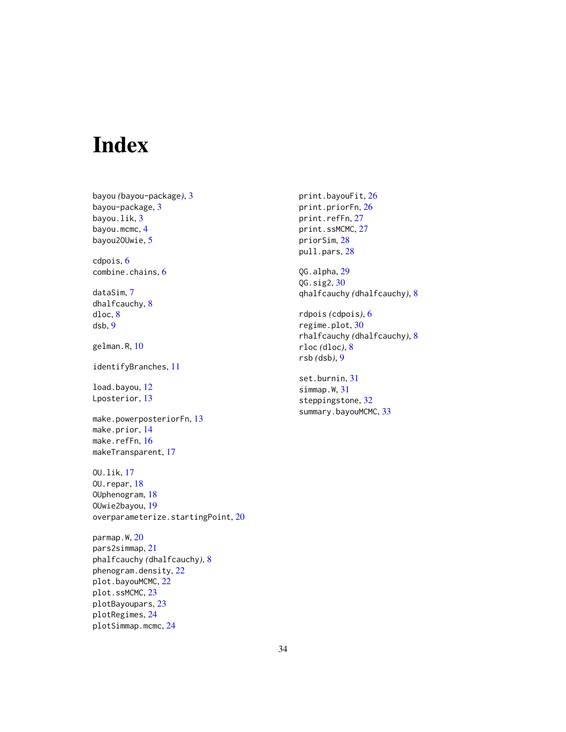# Index

bayou (bayou-package), 3
bayou-package, 3
bayou.lik, 3
bayou.mcmc, 4
bayou2OUwie, 5

cdpois, 6
combine.chains, 6

dataSim, 7
dhalfcauchy, 8
dloc, 8
dsb, 9

gelman.R, 10

identifyBranches, 11

load.bayou, 12
Lposterior, 13

make.powerposteriorFn, 13
make.prior, 14
make.refFn, 16
makeTransparent, 17

OU.lik, 17
OU.repar, 18
OUphenogram, 18
OUwie2bayou, 19
overparameterize.startingPoint, 20

parmap.W, 20
pars2simmap, 21
phalfcauchy (dhalfcauchy), 8
phenogram.density, 22
plot.bayouMCMC, 22
plot.ssMCMC, 23
plotBayoupars, 23
plotRegimes, 24
plotSimmap.mcmc, 24

print.bayouFit, 26
print.priorFn, 26
print.refFn, 27
print.ssMCMC, 27
priorSim, 28
pull.pars, 28

QG.alpha, 29
QG.sig2, 30
qhalfcauchy (dhalfcauchy), 8

rdpois (cdpois), 6
regime.plot, 30
rhalfcauchy (dhalfcauchy), 8
rloc (dloc), 8
rsb (dsb), 9

set.burnin, 31
simmap.W, 31
steppingstone, 32
summary.bayouMCMC, 33